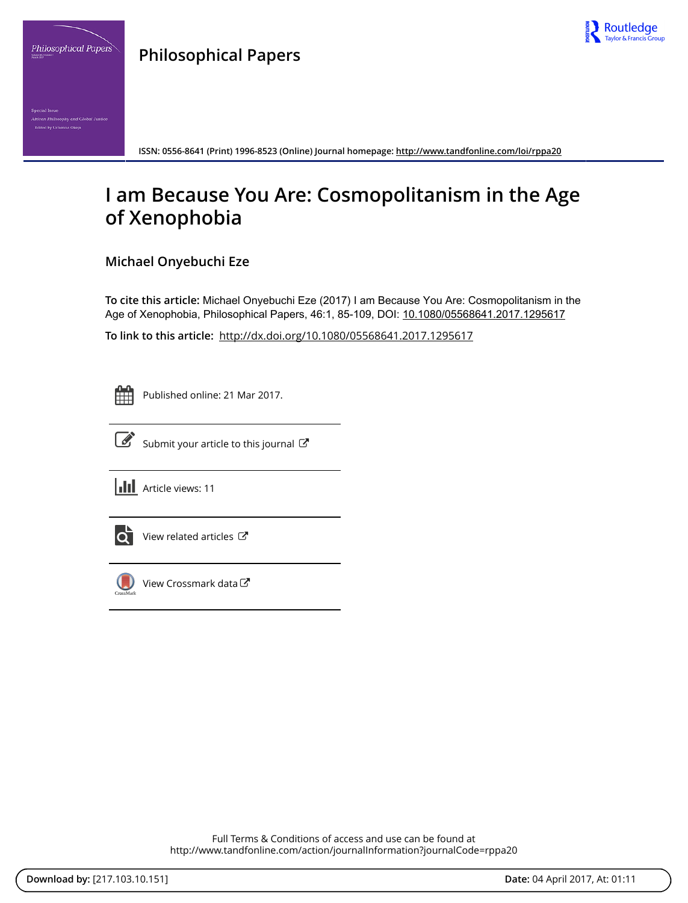# Philosophical Papers

ISSN: 0556-8641 (Print) 1996-8523 (Online) Journal homepage: http://www.tandfonline.com/loi/rppa20

# I am Because You Are: Cosmopolitanism in the Age of Xenophobia

## Michael Onyebuchi Eze

**To cite this article:** Michael Onyebuchi Eze (2017) I am Because You Are: Cosmopolitanism in the Age of Xenophobia, Philosophical Papers, 46:1, 85-109, DOI: 10.1080/05568641.2017.1295617

**To link to this article:** http://dx.doi.org/10.1080/05568641.2017.1295617

Published online: 21 Mar 2017.

Submit your article to this journal

Article views: 11

View related articles

View Crossmark data

Full Terms & Conditions of access and use can be found at
http://www.tandfonline.com/action/journalInformation?journalCode=rppa20

**Download by:** [217.103.10.151] **Date:** 04 April 2017, At: 01:11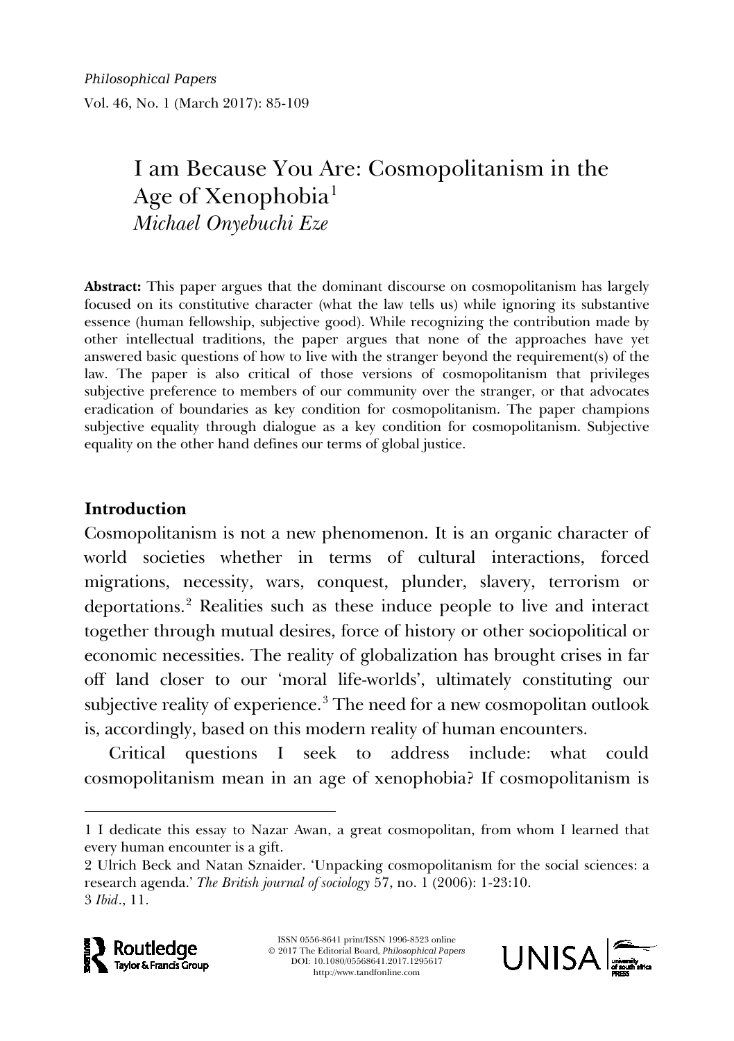# I am Because You Are: Cosmopolitanism in the Age of Xenophobia[1]

*Michael Onyebuchi Eze*

**Abstract:** This paper argues that the dominant discourse on cosmopolitanism has largely focused on its constitutive character (what the law tells us) while ignoring its substantive essence (human fellowship, subjective good). While recognizing the contribution made by other intellectual traditions, the paper argues that none of the approaches have yet answered basic questions of how to live with the stranger beyond the requirement(s) of the law. The paper is also critical of those versions of cosmopolitanism that privileges subjective preference to members of our community over the stranger, or that advocates eradication of boundaries as key condition for cosmopolitanism. The paper champions subjective equality through dialogue as a key condition for cosmopolitanism. Subjective equality on the other hand defines our terms of global justice.

## Introduction

Cosmopolitanism is not a new phenomenon. It is an organic character of world societies whether in terms of cultural interactions, forced migrations, necessity, wars, conquest, plunder, slavery, terrorism or deportations.[2] Realities such as these induce people to live and interact together through mutual desires, force of history or other sociopolitical or economic necessities. The reality of globalization has brought crises in far off land closer to our 'moral life-worlds', ultimately constituting our subjective reality of experience.[3] The need for a new cosmopolitan outlook is, accordingly, based on this modern reality of human encounters.

Critical questions I seek to address include: what could cosmopolitanism mean in an age of xenophobia? If cosmopolitanism is

---

1 I dedicate this essay to Nazar Awan, a great cosmopolitan, from whom I learned that every human encounter is a gift.

2 Ulrich Beck and Natan Sznaider. 'Unpacking cosmopolitanism for the social sciences: a research agenda.' *The British journal of sociology* 57, no. 1 (2006): 1-23:10.

3 *Ibid*., 11.

ISSN 0556-8641 print/ISSN 1996-8523 online
© 2017 The Editorial Board, *Philosophical Papers*
DOI: 10.1080/05568641.2017.1295617
http://www.tandfonline.com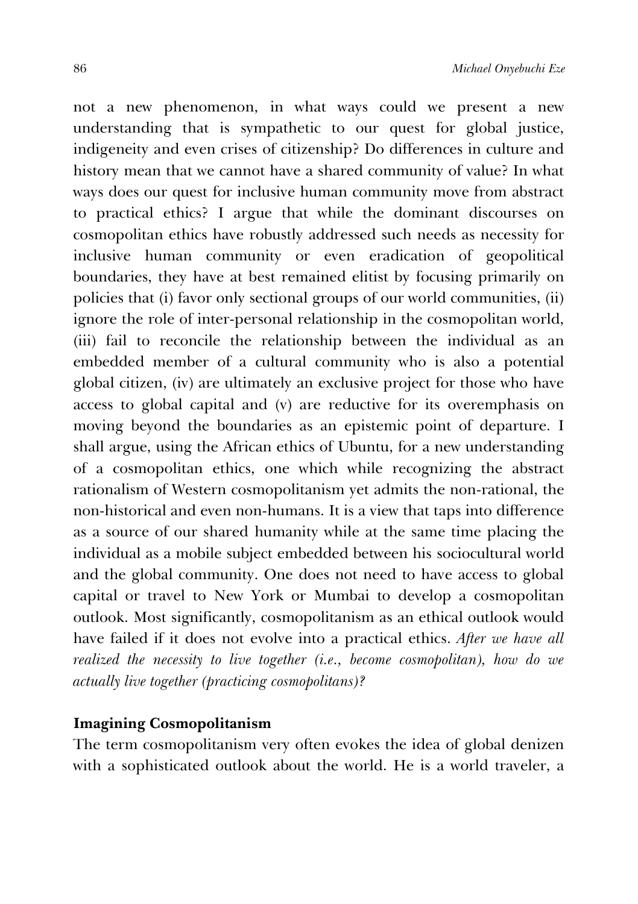not a new phenomenon, in what ways could we present a new understanding that is sympathetic to our quest for global justice, indigeneity and even crises of citizenship? Do differences in culture and history mean that we cannot have a shared community of value? In what ways does our quest for inclusive human community move from abstract to practical ethics? I argue that while the dominant discourses on cosmopolitan ethics have robustly addressed such needs as necessity for inclusive human community or even eradication of geopolitical boundaries, they have at best remained elitist by focusing primarily on policies that (i) favor only sectional groups of our world communities, (ii) ignore the role of inter-personal relationship in the cosmopolitan world, (iii) fail to reconcile the relationship between the individual as an embedded member of a cultural community who is also a potential global citizen, (iv) are ultimately an exclusive project for those who have access to global capital and (v) are reductive for its overemphasis on moving beyond the boundaries as an epistemic point of departure. I shall argue, using the African ethics of Ubuntu, for a new understanding of a cosmopolitan ethics, one which while recognizing the abstract rationalism of Western cosmopolitanism yet admits the non-rational, the non-historical and even non-humans. It is a view that taps into difference as a source of our shared humanity while at the same time placing the individual as a mobile subject embedded between his sociocultural world and the global community. One does not need to have access to global capital or travel to New York or Mumbai to develop a cosmopolitan outlook. Most significantly, cosmopolitanism as an ethical outlook would have failed if it does not evolve into a practical ethics. *After we have all realized the necessity to live together (i.e., become cosmopolitan), how do we actually live together (practicing cosmopolitans)?*

## Imagining Cosmopolitanism

The term cosmopolitanism very often evokes the idea of global denizen with a sophisticated outlook about the world. He is a world traveler, a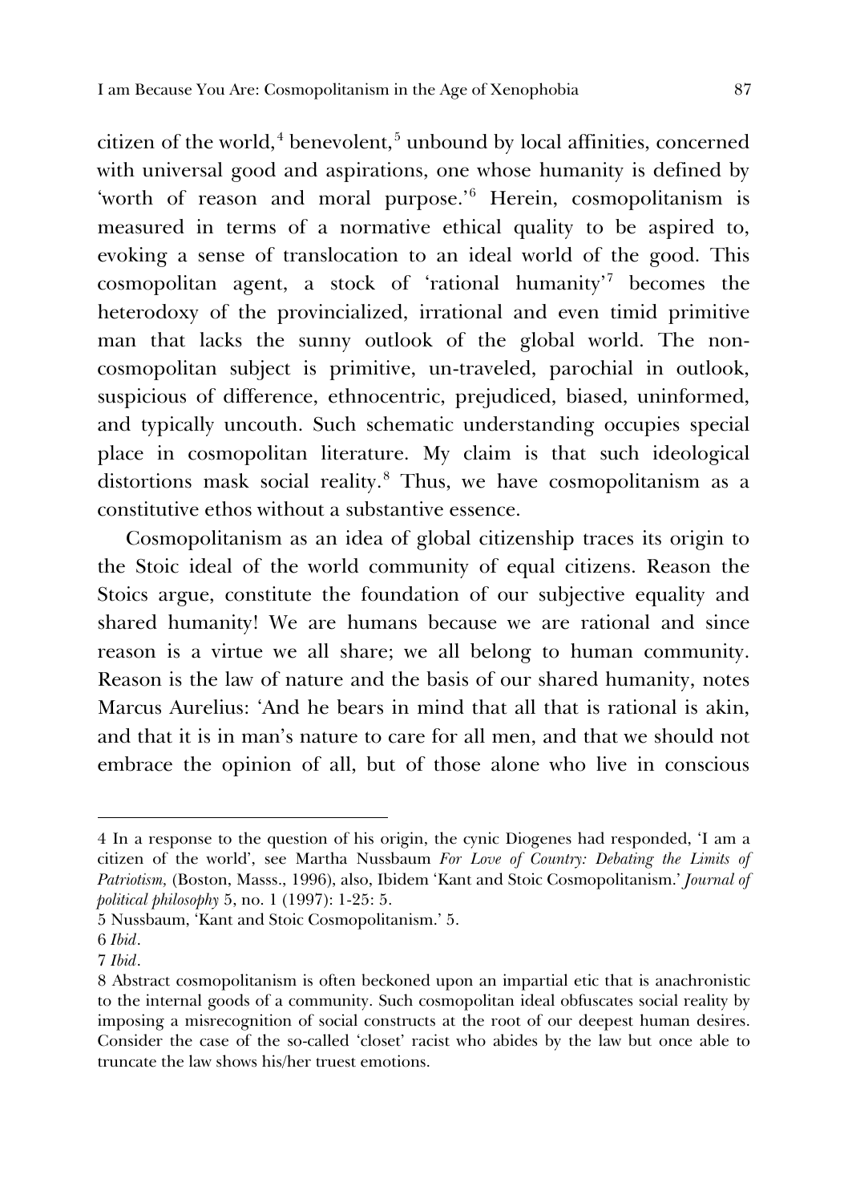citizen of the world,[4] benevolent,[5] unbound by local affinities, concerned with universal good and aspirations, one whose humanity is defined by 'worth of reason and moral purpose.'[6] Herein, cosmopolitanism is measured in terms of a normative ethical quality to be aspired to, evoking a sense of translocation to an ideal world of the good. This cosmopolitan agent, a stock of 'rational humanity'[7] becomes the heterodoxy of the provincialized, irrational and even timid primitive man that lacks the sunny outlook of the global world. The non-cosmopolitan subject is primitive, un-traveled, parochial in outlook, suspicious of difference, ethnocentric, prejudiced, biased, uninformed, and typically uncouth. Such schematic understanding occupies special place in cosmopolitan literature. My claim is that such ideological distortions mask social reality.[8] Thus, we have cosmopolitanism as a constitutive ethos without a substantive essence.

Cosmopolitanism as an idea of global citizenship traces its origin to the Stoic ideal of the world community of equal citizens. Reason the Stoics argue, constitute the foundation of our subjective equality and shared humanity! We are humans because we are rational and since reason is a virtue we all share; we all belong to human community. Reason is the law of nature and the basis of our shared humanity, notes Marcus Aurelius: 'And he bears in mind that all that is rational is akin, and that it is in man's nature to care for all men, and that we should not embrace the opinion of all, but of those alone who live in conscious

---

4 In a response to the question of his origin, the cynic Diogenes had responded, 'I am a citizen of the world', see Martha Nussbaum *For Love of Country: Debating the Limits of Patriotism,* (Boston, Masss., 1996), also, Ibidem 'Kant and Stoic Cosmopolitanism.' *Journal of political philosophy* 5, no. 1 (1997): 1-25: 5.

5 Nussbaum, 'Kant and Stoic Cosmopolitanism.' 5.

6 *Ibid*.

7 *Ibid*.

8 Abstract cosmopolitanism is often beckoned upon an impartial etic that is anachronistic to the internal goods of a community. Such cosmopolitan ideal obfuscates social reality by imposing a misrecognition of social constructs at the root of our deepest human desires. Consider the case of the so-called 'closet' racist who abides by the law but once able to truncate the law shows his/her truest emotions.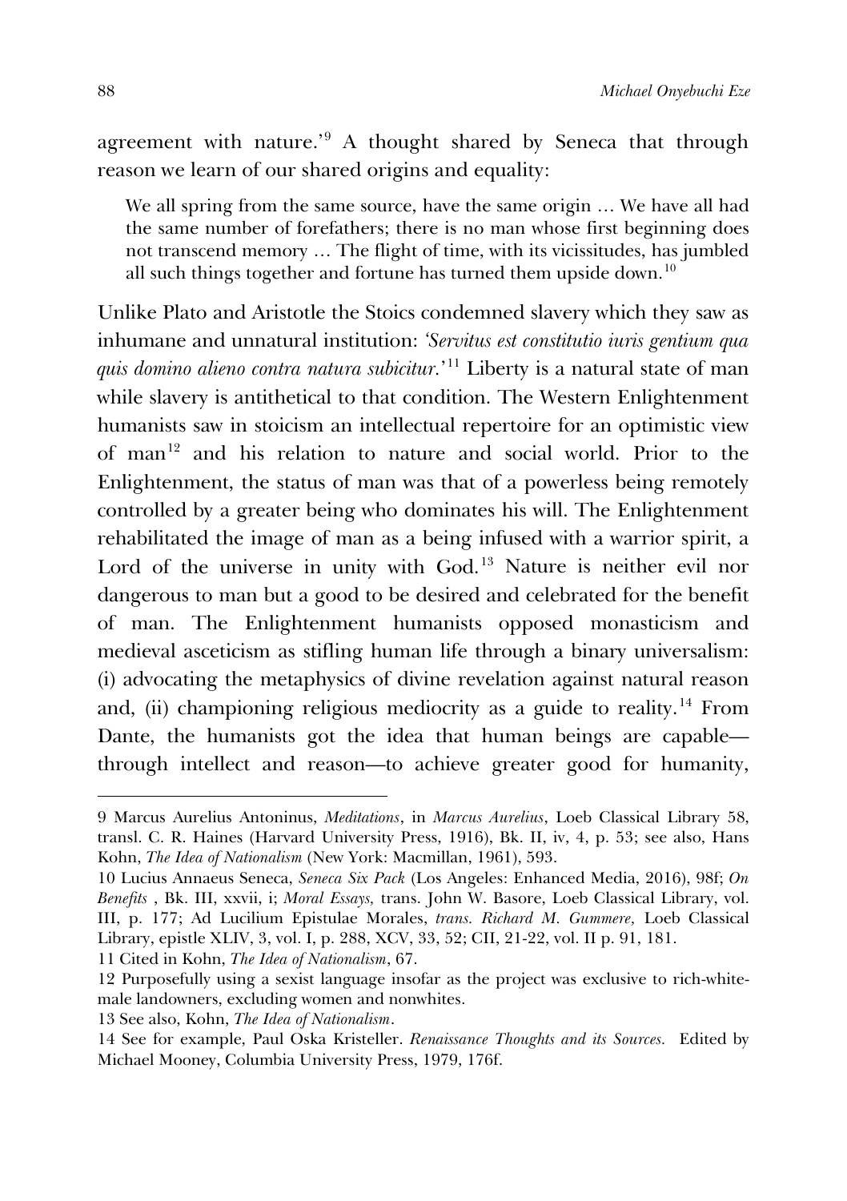agreement with nature.'[9] A thought shared by Seneca that through reason we learn of our shared origins and equality:

> We all spring from the same source, have the same origin … We have all had the same number of forefathers; there is no man whose first beginning does not transcend memory … The flight of time, with its vicissitudes, has jumbled all such things together and fortune has turned them upside down.[10]

Unlike Plato and Aristotle the Stoics condemned slavery which they saw as inhumane and unnatural institution: *'Servitus est constitutio iuris gentium qua quis domino alieno contra natura subicitur.*'[11] Liberty is a natural state of man while slavery is antithetical to that condition. The Western Enlightenment humanists saw in stoicism an intellectual repertoire for an optimistic view of man[12] and his relation to nature and social world. Prior to the Enlightenment, the status of man was that of a powerless being remotely controlled by a greater being who dominates his will. The Enlightenment rehabilitated the image of man as a being infused with a warrior spirit, a Lord of the universe in unity with God.[13] Nature is neither evil nor dangerous to man but a good to be desired and celebrated for the benefit of man. The Enlightenment humanists opposed monasticism and medieval asceticism as stifling human life through a binary universalism: (i) advocating the metaphysics of divine revelation against natural reason and, (ii) championing religious mediocrity as a guide to reality.[14] From Dante, the humanists got the idea that human beings are capable—through intellect and reason—to achieve greater good for humanity,

---

9 Marcus Aurelius Antoninus, *Meditations*, in *Marcus Aurelius*, Loeb Classical Library 58, transl. C. R. Haines (Harvard University Press, 1916), Bk. II, iv, 4, p. 53; see also, Hans Kohn, *The Idea of Nationalism* (New York: Macmillan, 1961), 593.

10 Lucius Annaeus Seneca, *Seneca Six Pack* (Los Angeles: Enhanced Media, 2016), 98f; *On Benefits* , Bk. III, xxvii, i; *Moral Essays,* trans. John W. Basore, Loeb Classical Library, vol. III, p. 177; Ad Lucilium Epistulae Morales, *trans. Richard M. Gummere,* Loeb Classical Library, epistle XLIV, 3, vol. I, p. 288, XCV, 33, 52; CII, 21-22, vol. II p. 91, 181.

11 Cited in Kohn, *The Idea of Nationalism*, 67.

12 Purposefully using a sexist language insofar as the project was exclusive to rich-white-male landowners, excluding women and nonwhites.

13 See also, Kohn, *The Idea of Nationalism*.

14 See for example, Paul Oska Kristeller. *Renaissance Thoughts and its Sources*. Edited by Michael Mooney, Columbia University Press, 1979, 176f.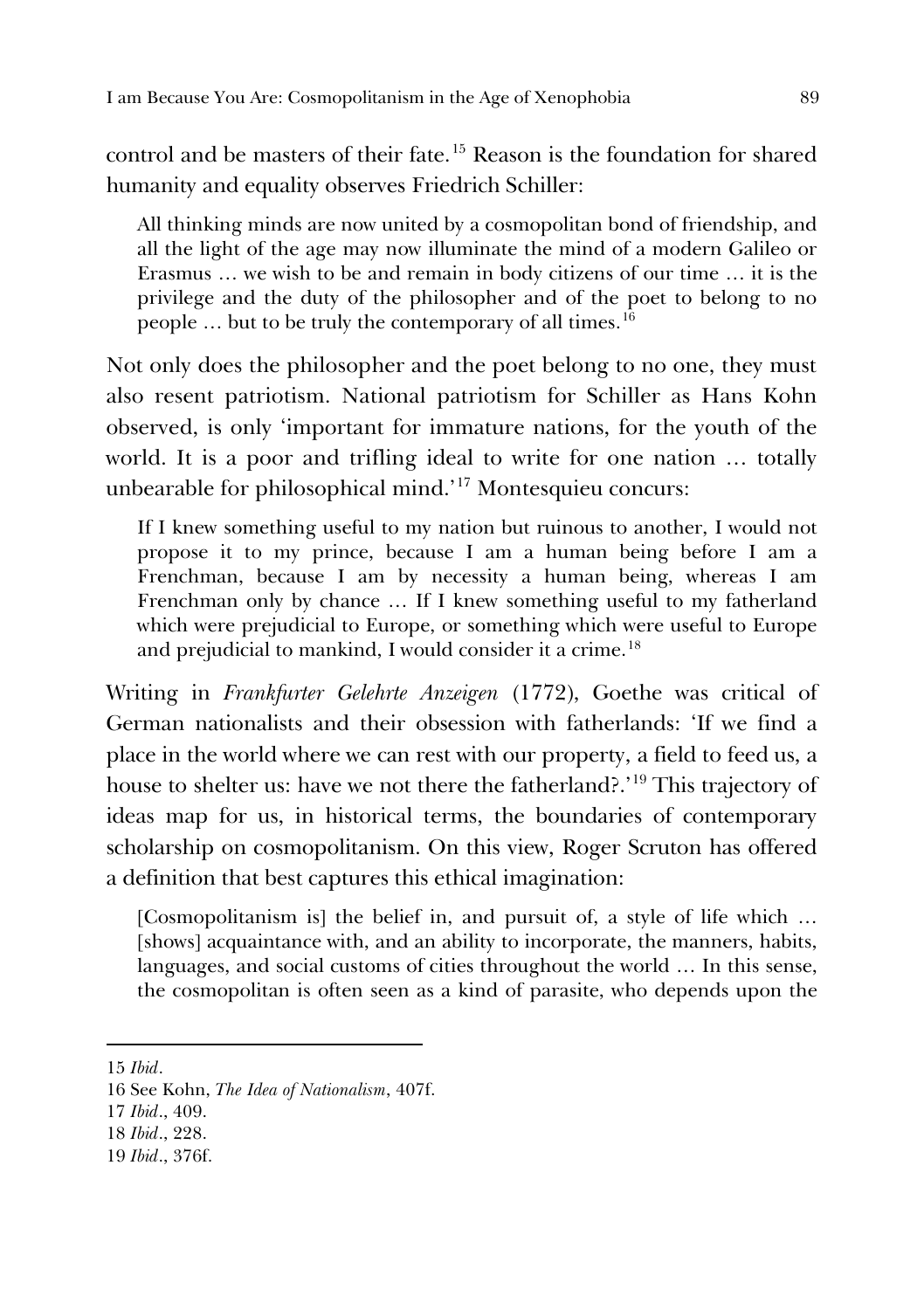control and be masters of their fate.[15] Reason is the foundation for shared humanity and equality observes Friedrich Schiller:

> All thinking minds are now united by a cosmopolitan bond of friendship, and all the light of the age may now illuminate the mind of a modern Galileo or Erasmus … we wish to be and remain in body citizens of our time … it is the privilege and the duty of the philosopher and of the poet to belong to no people … but to be truly the contemporary of all times.[16]

Not only does the philosopher and the poet belong to no one, they must also resent patriotism. National patriotism for Schiller as Hans Kohn observed, is only 'important for immature nations, for the youth of the world. It is a poor and trifling ideal to write for one nation … totally unbearable for philosophical mind.'[17] Montesquieu concurs:

> If I knew something useful to my nation but ruinous to another, I would not propose it to my prince, because I am a human being before I am a Frenchman, because I am by necessity a human being, whereas I am Frenchman only by chance … If I knew something useful to my fatherland which were prejudicial to Europe, or something which were useful to Europe and prejudicial to mankind, I would consider it a crime.[18]

Writing in *Frankfurter Gelehrte Anzeigen* (1772), Goethe was critical of German nationalists and their obsession with fatherlands: 'If we find a place in the world where we can rest with our property, a field to feed us, a house to shelter us: have we not there the fatherland?.'[19] This trajectory of ideas map for us, in historical terms, the boundaries of contemporary scholarship on cosmopolitanism. On this view, Roger Scruton has offered a definition that best captures this ethical imagination:

> [Cosmopolitanism is] the belief in, and pursuit of, a style of life which … [shows] acquaintance with, and an ability to incorporate, the manners, habits, languages, and social customs of cities throughout the world … In this sense, the cosmopolitan is often seen as a kind of parasite, who depends upon the

---

15 *Ibid*.

16 See Kohn, *The Idea of Nationalism*, 407f.

17 *Ibid*., 409.

18 *Ibid*., 228.

19 *Ibid*., 376f.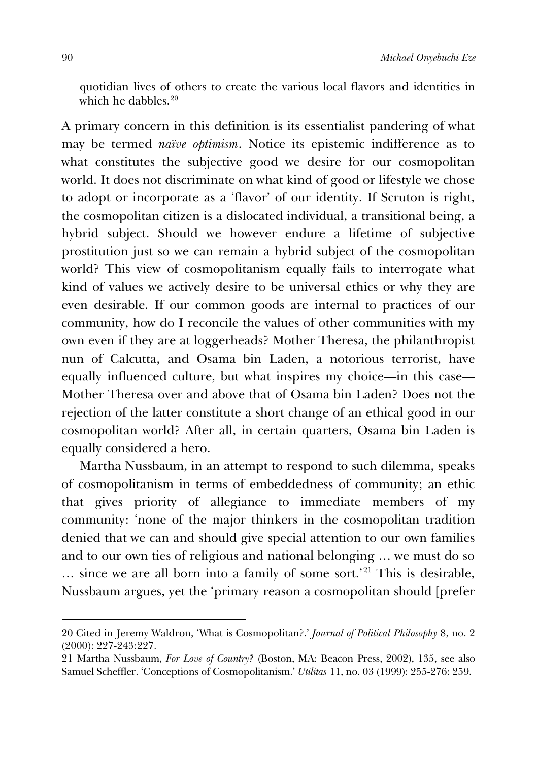quotidian lives of others to create the various local flavors and identities in which he dabbles.[20]

A primary concern in this definition is its essentialist pandering of what may be termed *naïve optimism*. Notice its epistemic indifference as to what constitutes the subjective good we desire for our cosmopolitan world. It does not discriminate on what kind of good or lifestyle we chose to adopt or incorporate as a 'flavor' of our identity. If Scruton is right, the cosmopolitan citizen is a dislocated individual, a transitional being, a hybrid subject. Should we however endure a lifetime of subjective prostitution just so we can remain a hybrid subject of the cosmopolitan world? This view of cosmopolitanism equally fails to interrogate what kind of values we actively desire to be universal ethics or why they are even desirable. If our common goods are internal to practices of our community, how do I reconcile the values of other communities with my own even if they are at loggerheads? Mother Theresa, the philanthropist nun of Calcutta, and Osama bin Laden, a notorious terrorist, have equally influenced culture, but what inspires my choice—in this case—Mother Theresa over and above that of Osama bin Laden? Does not the rejection of the latter constitute a short change of an ethical good in our cosmopolitan world? After all, in certain quarters, Osama bin Laden is equally considered a hero.

Martha Nussbaum, in an attempt to respond to such dilemma, speaks of cosmopolitanism in terms of embeddedness of community; an ethic that gives priority of allegiance to immediate members of my community: 'none of the major thinkers in the cosmopolitan tradition denied that we can and should give special attention to our own families and to our own ties of religious and national belonging … we must do so … since we are all born into a family of some sort.'[21] This is desirable, Nussbaum argues, yet the 'primary reason a cosmopolitan should [prefer

---

20 Cited in Jeremy Waldron, 'What is Cosmopolitan?.' *Journal of Political Philosophy* 8, no. 2 (2000): 227-243:227.

21 Martha Nussbaum, *For Love of Country?* (Boston, MA: Beacon Press, 2002), 135, see also Samuel Scheffler. 'Conceptions of Cosmopolitanism.' *Utilitas* 11, no. 03 (1999): 255-276: 259.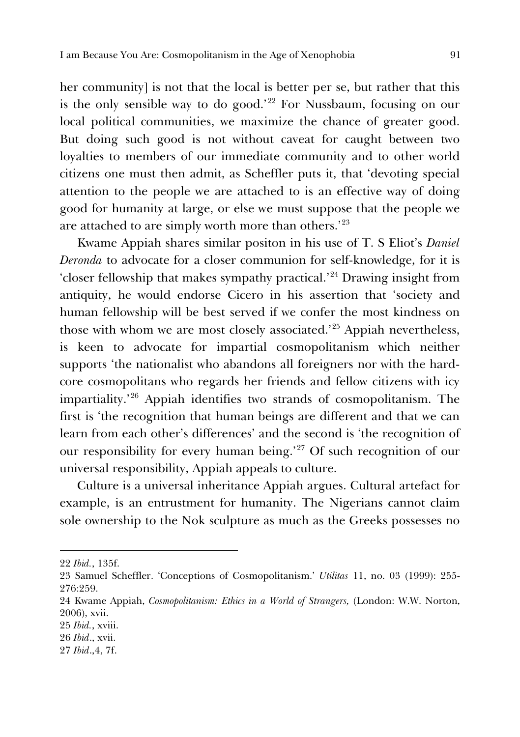her community] is not that the local is better per se, but rather that this is the only sensible way to do good.'[22] For Nussbaum, focusing on our local political communities, we maximize the chance of greater good. But doing such good is not without caveat for caught between two loyalties to members of our immediate community and to other world citizens one must then admit, as Scheffler puts it, that 'devoting special attention to the people we are attached to is an effective way of doing good for humanity at large, or else we must suppose that the people we are attached to are simply worth more than others.'[23]

Kwame Appiah shares similar positon in his use of T. S Eliot's *Daniel Deronda* to advocate for a closer communion for self-knowledge, for it is 'closer fellowship that makes sympathy practical.'[24] Drawing insight from antiquity, he would endorse Cicero in his assertion that 'society and human fellowship will be best served if we confer the most kindness on those with whom we are most closely associated.'[25] Appiah nevertheless, is keen to advocate for impartial cosmopolitanism which neither supports 'the nationalist who abandons all foreigners nor with the hard-core cosmopolitans who regards her friends and fellow citizens with icy impartiality.'[26] Appiah identifies two strands of cosmopolitanism. The first is 'the recognition that human beings are different and that we can learn from each other's differences' and the second is 'the recognition of our responsibility for every human being.'[27] Of such recognition of our universal responsibility, Appiah appeals to culture.

Culture is a universal inheritance Appiah argues. Cultural artefact for example, is an entrustment for humanity. The Nigerians cannot claim sole ownership to the Nok sculpture as much as the Greeks possesses no

---

22 *Ibid.*, 135f.

23 Samuel Scheffler. 'Conceptions of Cosmopolitanism.' *Utilitas* 11, no. 03 (1999): 255-276:259.

24 Kwame Appiah, *Cosmopolitanism: Ethics in a World of Strangers,* (London: W.W. Norton, 2006), xvii.

25 *Ibid.*, xviii.

26 *Ibid*., xvii.

27 *Ibid*.,4, 7f.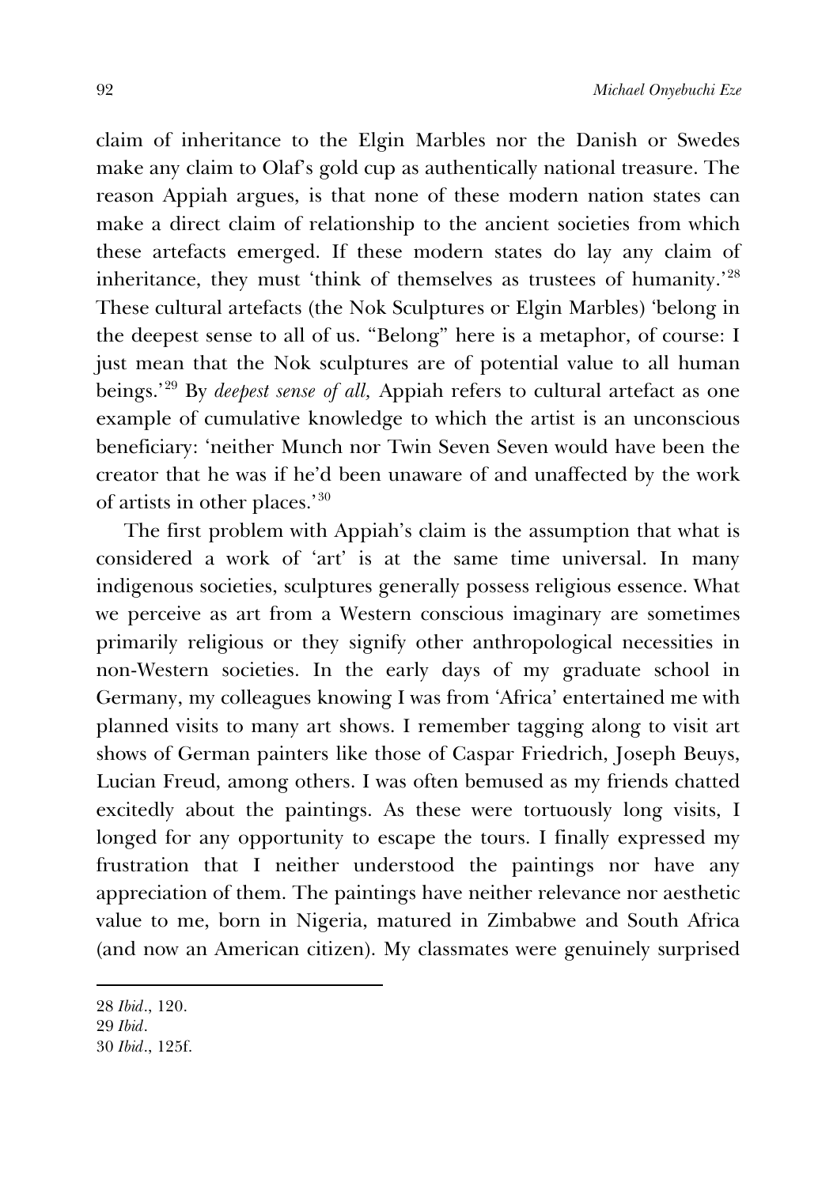claim of inheritance to the Elgin Marbles nor the Danish or Swedes make any claim to Olaf's gold cup as authentically national treasure. The reason Appiah argues, is that none of these modern nation states can make a direct claim of relationship to the ancient societies from which these artefacts emerged. If these modern states do lay any claim of inheritance, they must 'think of themselves as trustees of humanity.'[28] These cultural artefacts (the Nok Sculptures or Elgin Marbles) 'belong in the deepest sense to all of us. "Belong" here is a metaphor, of course: I just mean that the Nok sculptures are of potential value to all human beings.'[29] By *deepest sense of all,* Appiah refers to cultural artefact as one example of cumulative knowledge to which the artist is an unconscious beneficiary: 'neither Munch nor Twin Seven Seven would have been the creator that he was if he'd been unaware of and unaffected by the work of artists in other places.'[30]

The first problem with Appiah's claim is the assumption that what is considered a work of 'art' is at the same time universal. In many indigenous societies, sculptures generally possess religious essence. What we perceive as art from a Western conscious imaginary are sometimes primarily religious or they signify other anthropological necessities in non-Western societies. In the early days of my graduate school in Germany, my colleagues knowing I was from 'Africa' entertained me with planned visits to many art shows. I remember tagging along to visit art shows of German painters like those of Caspar Friedrich, Joseph Beuys, Lucian Freud, among others. I was often bemused as my friends chatted excitedly about the paintings. As these were tortuously long visits, I longed for any opportunity to escape the tours. I finally expressed my frustration that I neither understood the paintings nor have any appreciation of them. The paintings have neither relevance nor aesthetic value to me, born in Nigeria, matured in Zimbabwe and South Africa (and now an American citizen). My classmates were genuinely surprised

28 *Ibid*., 120.
29 *Ibid*.
30 *Ibid*., 125f.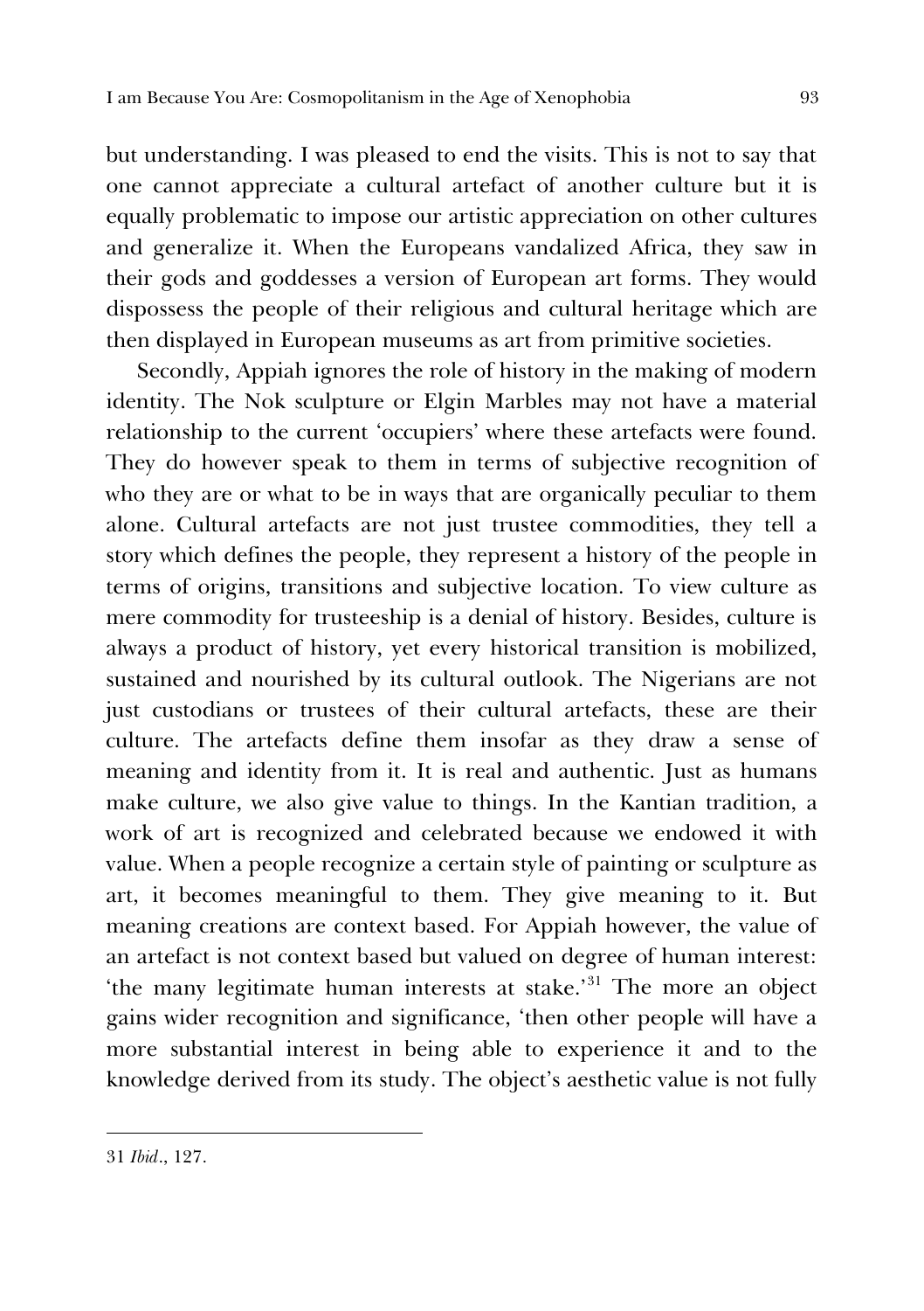but understanding. I was pleased to end the visits. This is not to say that one cannot appreciate a cultural artefact of another culture but it is equally problematic to impose our artistic appreciation on other cultures and generalize it. When the Europeans vandalized Africa, they saw in their gods and goddesses a version of European art forms. They would dispossess the people of their religious and cultural heritage which are then displayed in European museums as art from primitive societies.

Secondly, Appiah ignores the role of history in the making of modern identity. The Nok sculpture or Elgin Marbles may not have a material relationship to the current 'occupiers' where these artefacts were found. They do however speak to them in terms of subjective recognition of who they are or what to be in ways that are organically peculiar to them alone. Cultural artefacts are not just trustee commodities, they tell a story which defines the people, they represent a history of the people in terms of origins, transitions and subjective location. To view culture as mere commodity for trusteeship is a denial of history. Besides, culture is always a product of history, yet every historical transition is mobilized, sustained and nourished by its cultural outlook. The Nigerians are not just custodians or trustees of their cultural artefacts, these are their culture. The artefacts define them insofar as they draw a sense of meaning and identity from it. It is real and authentic. Just as humans make culture, we also give value to things. In the Kantian tradition, a work of art is recognized and celebrated because we endowed it with value. When a people recognize a certain style of painting or sculpture as art, it becomes meaningful to them. They give meaning to it. But meaning creations are context based. For Appiah however, the value of an artefact is not context based but valued on degree of human interest: 'the many legitimate human interests at stake.'[31] The more an object gains wider recognition and significance, 'then other people will have a more substantial interest in being able to experience it and to the knowledge derived from its study. The object's aesthetic value is not fully

31 *Ibid*., 127.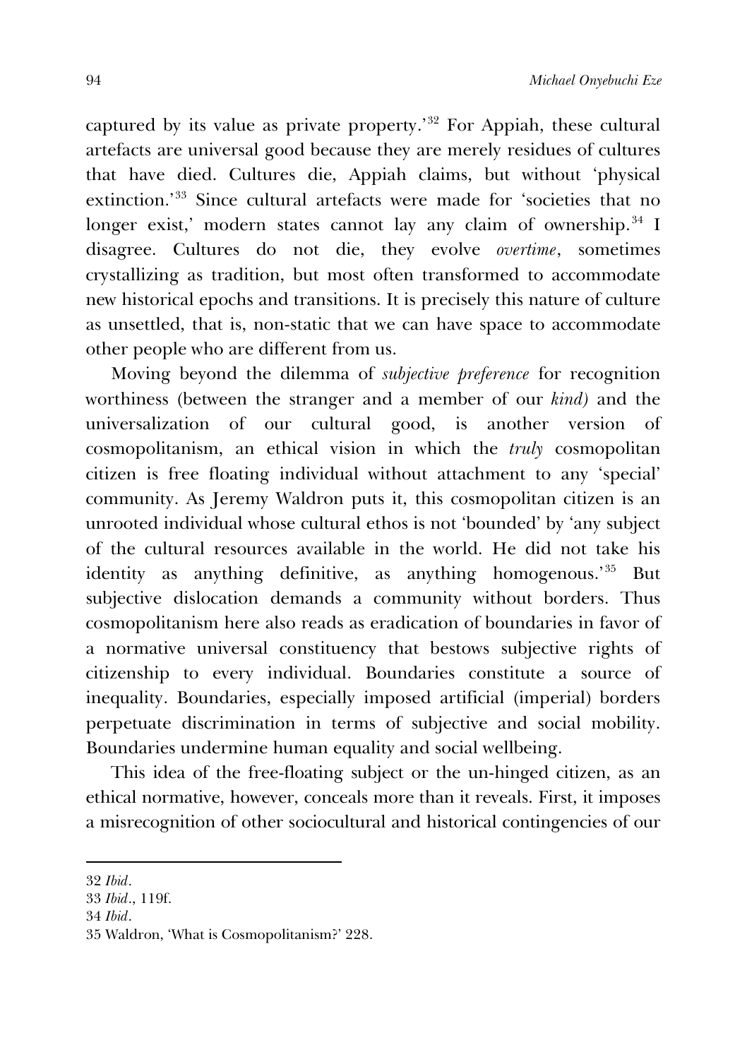captured by its value as private property.'[32] For Appiah, these cultural artefacts are universal good because they are merely residues of cultures that have died. Cultures die, Appiah claims, but without 'physical extinction.'[33] Since cultural artefacts were made for 'societies that no longer exist,' modern states cannot lay any claim of ownership.[34] I disagree. Cultures do not die, they evolve *overtime*, sometimes crystallizing as tradition, but most often transformed to accommodate new historical epochs and transitions. It is precisely this nature of culture as unsettled, that is, non-static that we can have space to accommodate other people who are different from us.

Moving beyond the dilemma of *subjective preference* for recognition worthiness (between the stranger and a member of our *kind)* and the universalization of our cultural good, is another version of cosmopolitanism, an ethical vision in which the *truly* cosmopolitan citizen is free floating individual without attachment to any 'special' community. As Jeremy Waldron puts it, this cosmopolitan citizen is an unrooted individual whose cultural ethos is not 'bounded' by 'any subject of the cultural resources available in the world. He did not take his identity as anything definitive, as anything homogenous.'[35] But subjective dislocation demands a community without borders. Thus cosmopolitanism here also reads as eradication of boundaries in favor of a normative universal constituency that bestows subjective rights of citizenship to every individual. Boundaries constitute a source of inequality. Boundaries, especially imposed artificial (imperial) borders perpetuate discrimination in terms of subjective and social mobility. Boundaries undermine human equality and social wellbeing.

This idea of the free-floating subject or the un-hinged citizen, as an ethical normative, however, conceals more than it reveals. First, it imposes a misrecognition of other sociocultural and historical contingencies of our

---

32 *Ibid*.

33 *Ibid*., 119f.

34 *Ibid*.

35 Waldron, 'What is Cosmopolitanism?' 228.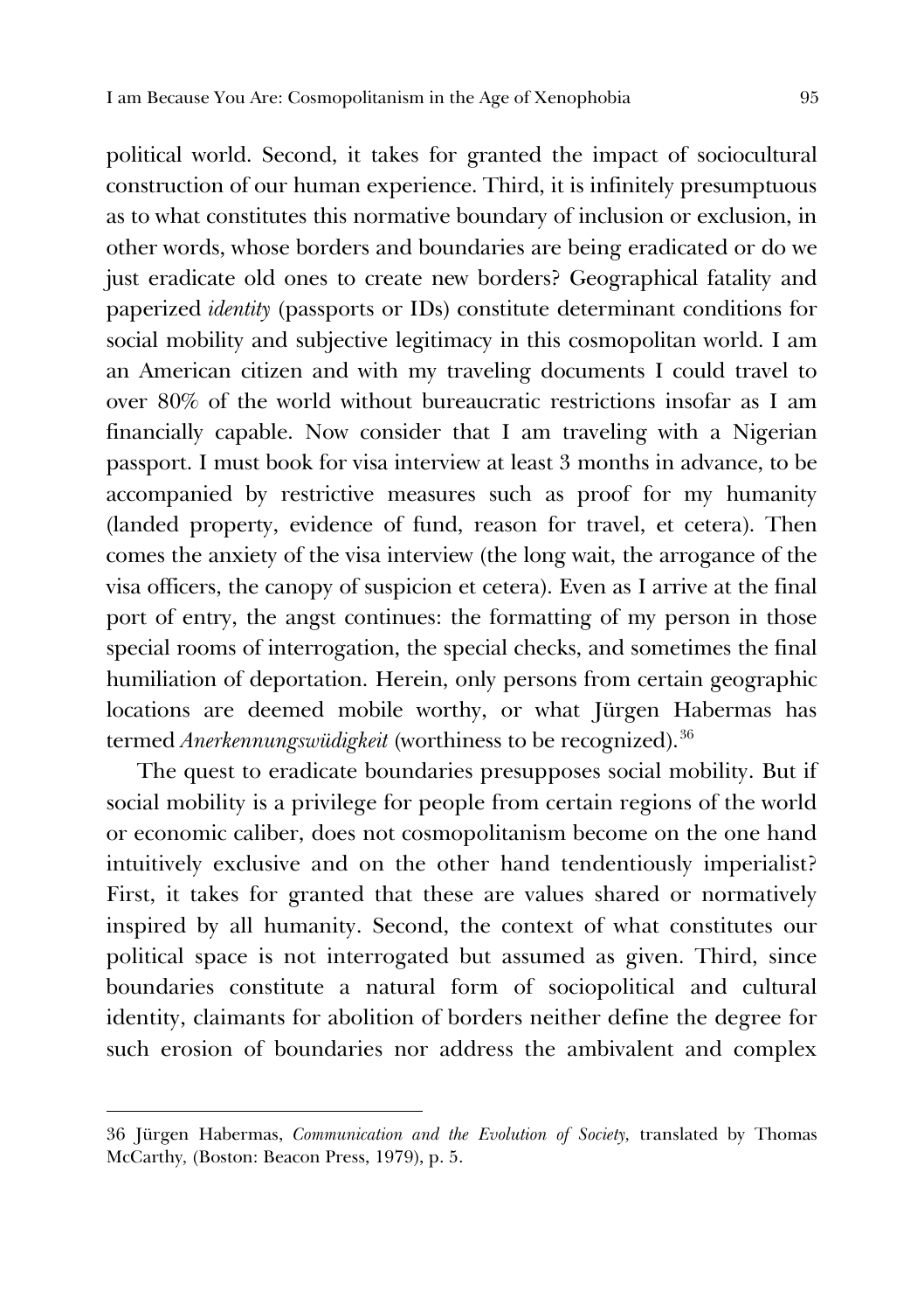political world. Second, it takes for granted the impact of sociocultural construction of our human experience. Third, it is infinitely presumptuous as to what constitutes this normative boundary of inclusion or exclusion, in other words, whose borders and boundaries are being eradicated or do we just eradicate old ones to create new borders? Geographical fatality and paperized *identity* (passports or IDs) constitute determinant conditions for social mobility and subjective legitimacy in this cosmopolitan world. I am an American citizen and with my traveling documents I could travel to over 80% of the world without bureaucratic restrictions insofar as I am financially capable. Now consider that I am traveling with a Nigerian passport. I must book for visa interview at least 3 months in advance, to be accompanied by restrictive measures such as proof for my humanity (landed property, evidence of fund, reason for travel, et cetera). Then comes the anxiety of the visa interview (the long wait, the arrogance of the visa officers, the canopy of suspicion et cetera). Even as I arrive at the final port of entry, the angst continues: the formatting of my person in those special rooms of interrogation, the special checks, and sometimes the final humiliation of deportation. Herein, only persons from certain geographic locations are deemed mobile worthy, or what Jürgen Habermas has termed *Anerkennungswüdigkeit* (worthiness to be recognized).[36]

The quest to eradicate boundaries presupposes social mobility. But if social mobility is a privilege for people from certain regions of the world or economic caliber, does not cosmopolitanism become on the one hand intuitively exclusive and on the other hand tendentiously imperialist? First, it takes for granted that these are values shared or normatively inspired by all humanity. Second, the context of what constitutes our political space is not interrogated but assumed as given. Third, since boundaries constitute a natural form of sociopolitical and cultural identity, claimants for abolition of borders neither define the degree for such erosion of boundaries nor address the ambivalent and complex

---

36 Jürgen Habermas, *Communication and the Evolution of Society,* translated by Thomas McCarthy, (Boston: Beacon Press, 1979), p. 5.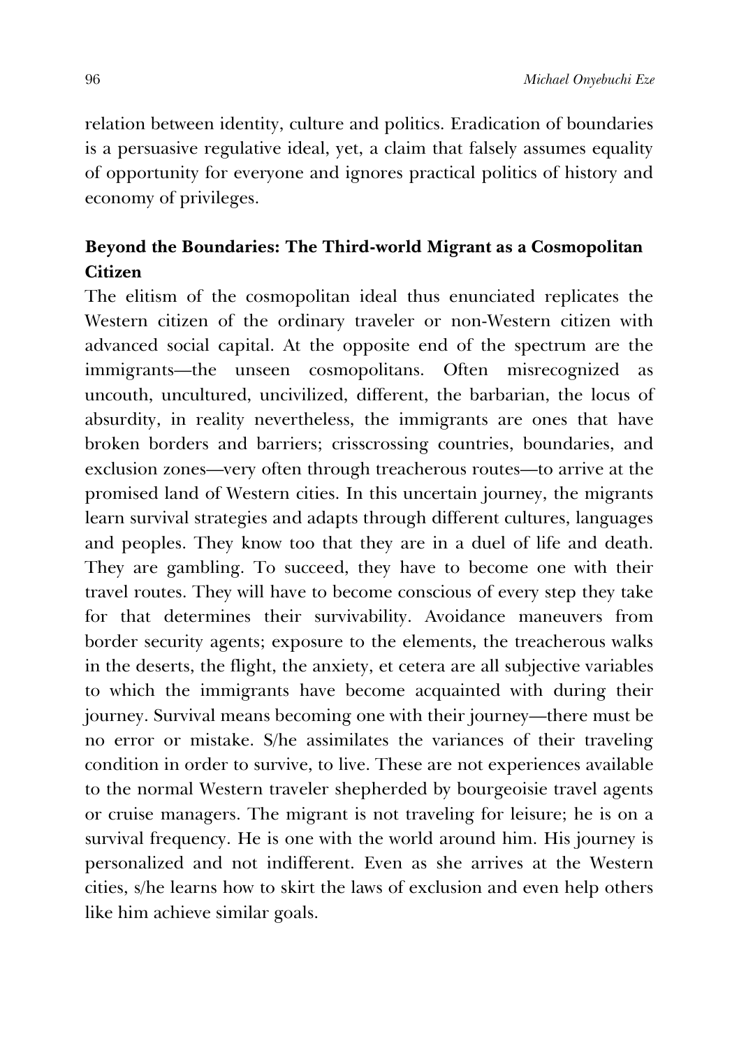relation between identity, culture and politics. Eradication of boundaries is a persuasive regulative ideal, yet, a claim that falsely assumes equality of opportunity for everyone and ignores practical politics of history and economy of privileges.

## Beyond the Boundaries: The Third-world Migrant as a Cosmopolitan Citizen

The elitism of the cosmopolitan ideal thus enunciated replicates the Western citizen of the ordinary traveler or non-Western citizen with advanced social capital. At the opposite end of the spectrum are the immigrants—the unseen cosmopolitans. Often misrecognized as uncouth, uncultured, uncivilized, different, the barbarian, the locus of absurdity, in reality nevertheless, the immigrants are ones that have broken borders and barriers; crisscrossing countries, boundaries, and exclusion zones—very often through treacherous routes—to arrive at the promised land of Western cities. In this uncertain journey, the migrants learn survival strategies and adapts through different cultures, languages and peoples. They know too that they are in a duel of life and death. They are gambling. To succeed, they have to become one with their travel routes. They will have to become conscious of every step they take for that determines their survivability. Avoidance maneuvers from border security agents; exposure to the elements, the treacherous walks in the deserts, the flight, the anxiety, et cetera are all subjective variables to which the immigrants have become acquainted with during their journey. Survival means becoming one with their journey—there must be no error or mistake. S/he assimilates the variances of their traveling condition in order to survive, to live. These are not experiences available to the normal Western traveler shepherded by bourgeoisie travel agents or cruise managers. The migrant is not traveling for leisure; he is on a survival frequency. He is one with the world around him. His journey is personalized and not indifferent. Even as she arrives at the Western cities, s/he learns how to skirt the laws of exclusion and even help others like him achieve similar goals.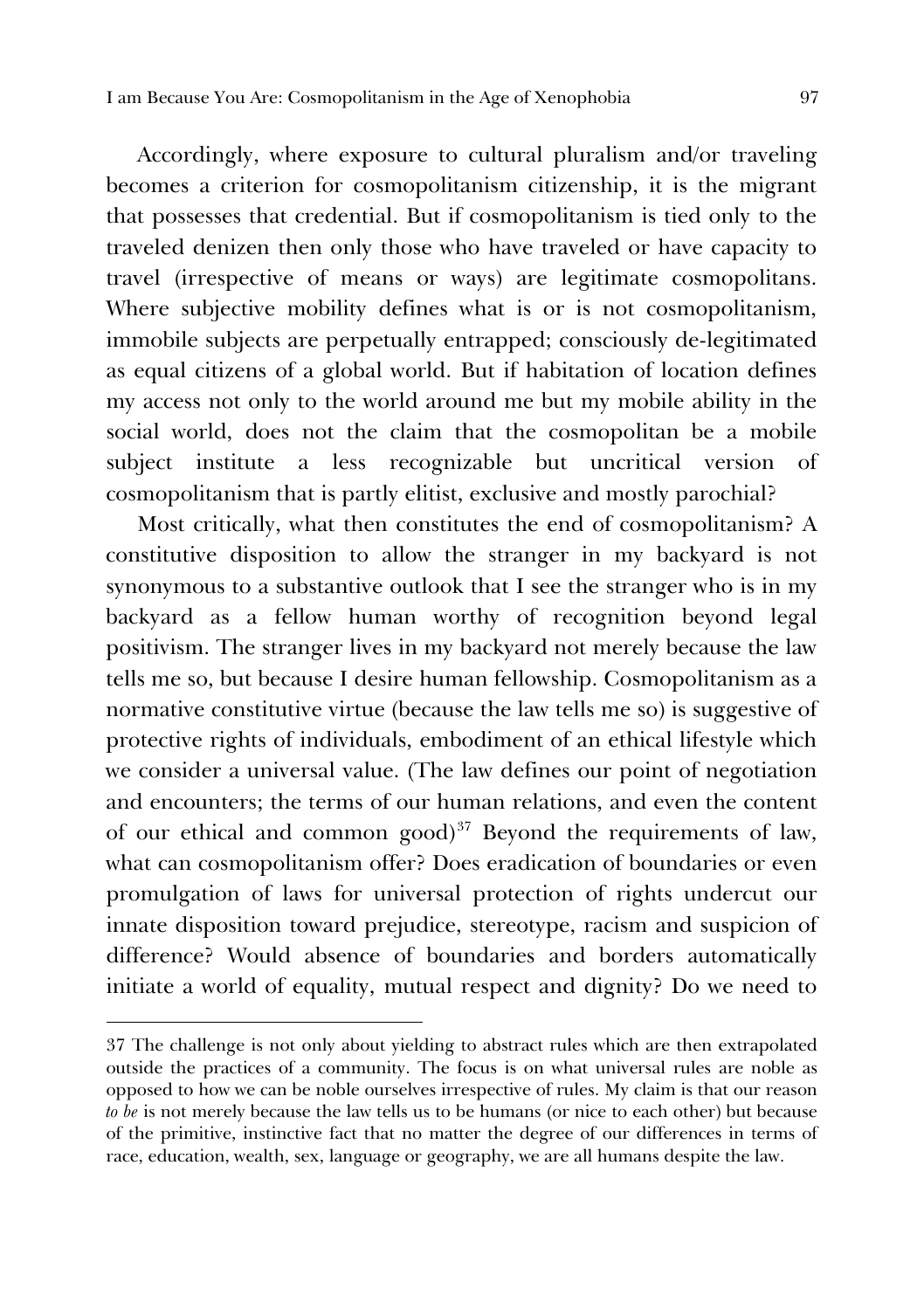Accordingly, where exposure to cultural pluralism and/or traveling becomes a criterion for cosmopolitanism citizenship, it is the migrant that possesses that credential. But if cosmopolitanism is tied only to the traveled denizen then only those who have traveled or have capacity to travel (irrespective of means or ways) are legitimate cosmopolitans. Where subjective mobility defines what is or is not cosmopolitanism, immobile subjects are perpetually entrapped; consciously de-legitimated as equal citizens of a global world. But if habitation of location defines my access not only to the world around me but my mobile ability in the social world, does not the claim that the cosmopolitan be a mobile subject institute a less recognizable but uncritical version of cosmopolitanism that is partly elitist, exclusive and mostly parochial?

Most critically, what then constitutes the end of cosmopolitanism? A constitutive disposition to allow the stranger in my backyard is not synonymous to a substantive outlook that I see the stranger who is in my backyard as a fellow human worthy of recognition beyond legal positivism. The stranger lives in my backyard not merely because the law tells me so, but because I desire human fellowship. Cosmopolitanism as a normative constitutive virtue (because the law tells me so) is suggestive of protective rights of individuals, embodiment of an ethical lifestyle which we consider a universal value. (The law defines our point of negotiation and encounters; the terms of our human relations, and even the content of our ethical and common good)[37] Beyond the requirements of law, what can cosmopolitanism offer? Does eradication of boundaries or even promulgation of laws for universal protection of rights undercut our innate disposition toward prejudice, stereotype, racism and suspicion of difference? Would absence of boundaries and borders automatically initiate a world of equality, mutual respect and dignity? Do we need to

---

37 The challenge is not only about yielding to abstract rules which are then extrapolated outside the practices of a community. The focus is on what universal rules are noble as opposed to how we can be noble ourselves irrespective of rules. My claim is that our reason *to be* is not merely because the law tells us to be humans (or nice to each other) but because of the primitive, instinctive fact that no matter the degree of our differences in terms of race, education, wealth, sex, language or geography, we are all humans despite the law.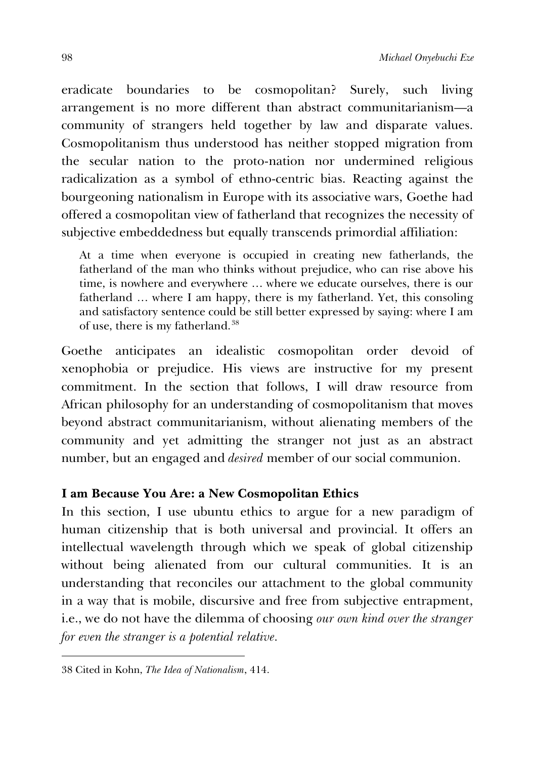eradicate boundaries to be cosmopolitan? Surely, such living arrangement is no more different than abstract communitarianism—a community of strangers held together by law and disparate values. Cosmopolitanism thus understood has neither stopped migration from the secular nation to the proto-nation nor undermined religious radicalization as a symbol of ethno-centric bias. Reacting against the bourgeoning nationalism in Europe with its associative wars, Goethe had offered a cosmopolitan view of fatherland that recognizes the necessity of subjective embeddedness but equally transcends primordial affiliation:

> At a time when everyone is occupied in creating new fatherlands, the fatherland of the man who thinks without prejudice, who can rise above his time, is nowhere and everywhere … where we educate ourselves, there is our fatherland … where I am happy, there is my fatherland. Yet, this consoling and satisfactory sentence could be still better expressed by saying: where I am of use, there is my fatherland.[38]

Goethe anticipates an idealistic cosmopolitan order devoid of xenophobia or prejudice. His views are instructive for my present commitment. In the section that follows, I will draw resource from African philosophy for an understanding of cosmopolitanism that moves beyond abstract communitarianism, without alienating members of the community and yet admitting the stranger not just as an abstract number, but an engaged and *desired* member of our social communion.

### I am Because You Are: a New Cosmopolitan Ethics

In this section, I use ubuntu ethics to argue for a new paradigm of human citizenship that is both universal and provincial. It offers an intellectual wavelength through which we speak of global citizenship without being alienated from our cultural communities. It is an understanding that reconciles our attachment to the global community in a way that is mobile, discursive and free from subjective entrapment, i.e., we do not have the dilemma of choosing *our own kind over the stranger for even the stranger is a potential relative*.

---

38 Cited in Kohn, *The Idea of Nationalism*, 414.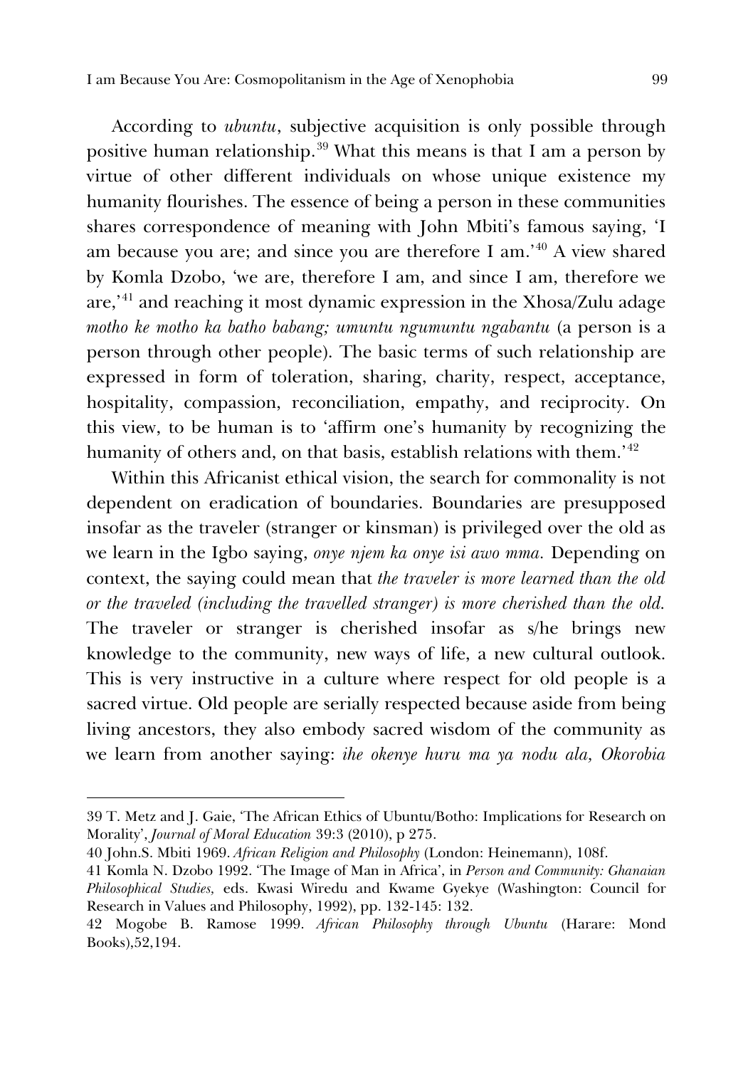According to *ubuntu*, subjective acquisition is only possible through positive human relationship.[39] What this means is that I am a person by virtue of other different individuals on whose unique existence my humanity flourishes. The essence of being a person in these communities shares correspondence of meaning with John Mbiti's famous saying, 'I am because you are; and since you are therefore I am.'[40] A view shared by Komla Dzobo, 'we are, therefore I am, and since I am, therefore we are,'[41] and reaching it most dynamic expression in the Xhosa/Zulu adage *motho ke motho ka batho babang; umuntu ngumuntu ngabantu* (a person is a person through other people). The basic terms of such relationship are expressed in form of toleration, sharing, charity, respect, acceptance, hospitality, compassion, reconciliation, empathy, and reciprocity. On this view, to be human is to 'affirm one's humanity by recognizing the humanity of others and, on that basis, establish relations with them.'[42]

Within this Africanist ethical vision, the search for commonality is not dependent on eradication of boundaries. Boundaries are presupposed insofar as the traveler (stranger or kinsman) is privileged over the old as we learn in the Igbo saying, *onye njem ka onye isi awo mma.* Depending on context, the saying could mean that *the traveler is more learned than the old or the traveled (including the travelled stranger) is more cherished than the old.* The traveler or stranger is cherished insofar as s/he brings new knowledge to the community, new ways of life, a new cultural outlook. This is very instructive in a culture where respect for old people is a sacred virtue. Old people are serially respected because aside from being living ancestors, they also embody sacred wisdom of the community as we learn from another saying: *ihe okenye huru ma ya nodu ala, Okorobia*

---

39 T. Metz and J. Gaie, 'The African Ethics of Ubuntu/Botho: Implications for Research on Morality', *Journal of Moral Education* 39:3 (2010), p 275.

40 John.S. Mbiti 1969. *African Religion and Philosophy* (London: Heinemann), 108f.

41 Komla N. Dzobo 1992. 'The Image of Man in Africa', in *Person and Community: Ghanaian Philosophical Studies,* eds. Kwasi Wiredu and Kwame Gyekye (Washington: Council for Research in Values and Philosophy, 1992), pp. 132-145: 132.

42 Mogobe B. Ramose 1999. *African Philosophy through Ubuntu* (Harare: Mond Books),52,194.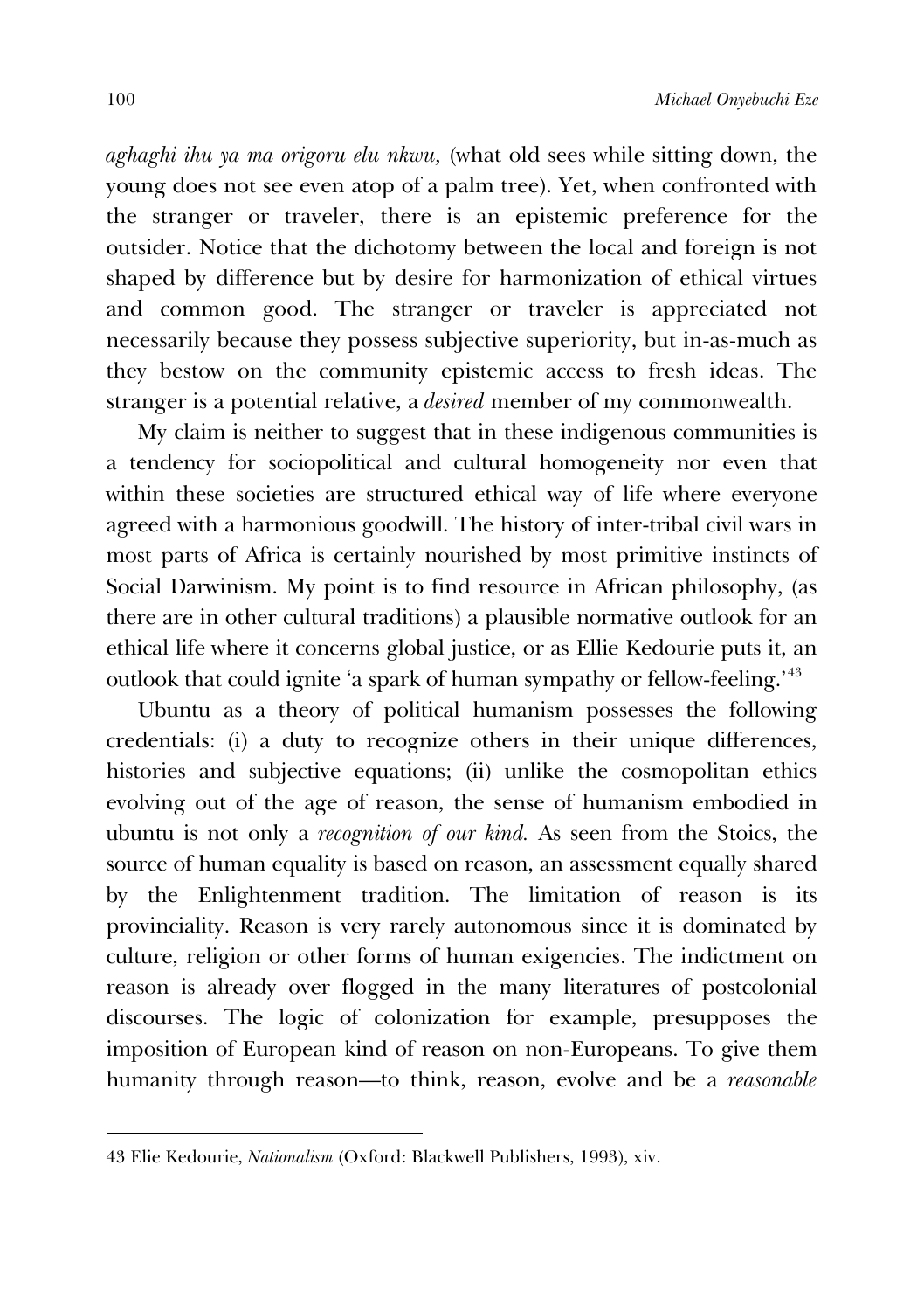*aghaghi ihu ya ma origoru elu nkwu,* (what old sees while sitting down, the young does not see even atop of a palm tree). Yet, when confronted with the stranger or traveler, there is an epistemic preference for the outsider. Notice that the dichotomy between the local and foreign is not shaped by difference but by desire for harmonization of ethical virtues and common good. The stranger or traveler is appreciated not necessarily because they possess subjective superiority, but in-as-much as they bestow on the community epistemic access to fresh ideas. The stranger is a potential relative, a *desired* member of my commonwealth.

My claim is neither to suggest that in these indigenous communities is a tendency for sociopolitical and cultural homogeneity nor even that within these societies are structured ethical way of life where everyone agreed with a harmonious goodwill. The history of inter-tribal civil wars in most parts of Africa is certainly nourished by most primitive instincts of Social Darwinism. My point is to find resource in African philosophy, (as there are in other cultural traditions) a plausible normative outlook for an ethical life where it concerns global justice, or as Ellie Kedourie puts it, an outlook that could ignite 'a spark of human sympathy or fellow-feeling.'[43]

Ubuntu as a theory of political humanism possesses the following credentials: (i) a duty to recognize others in their unique differences, histories and subjective equations; (ii) unlike the cosmopolitan ethics evolving out of the age of reason, the sense of humanism embodied in ubuntu is not only a *recognition of our kind.* As seen from the Stoics, the source of human equality is based on reason, an assessment equally shared by the Enlightenment tradition. The limitation of reason is its provinciality. Reason is very rarely autonomous since it is dominated by culture, religion or other forms of human exigencies. The indictment on reason is already over flogged in the many literatures of postcolonial discourses. The logic of colonization for example, presupposes the imposition of European kind of reason on non-Europeans. To give them humanity through reason—to think, reason, evolve and be a *reasonable*

---

43 Elie Kedourie, *Nationalism* (Oxford: Blackwell Publishers, 1993), xiv.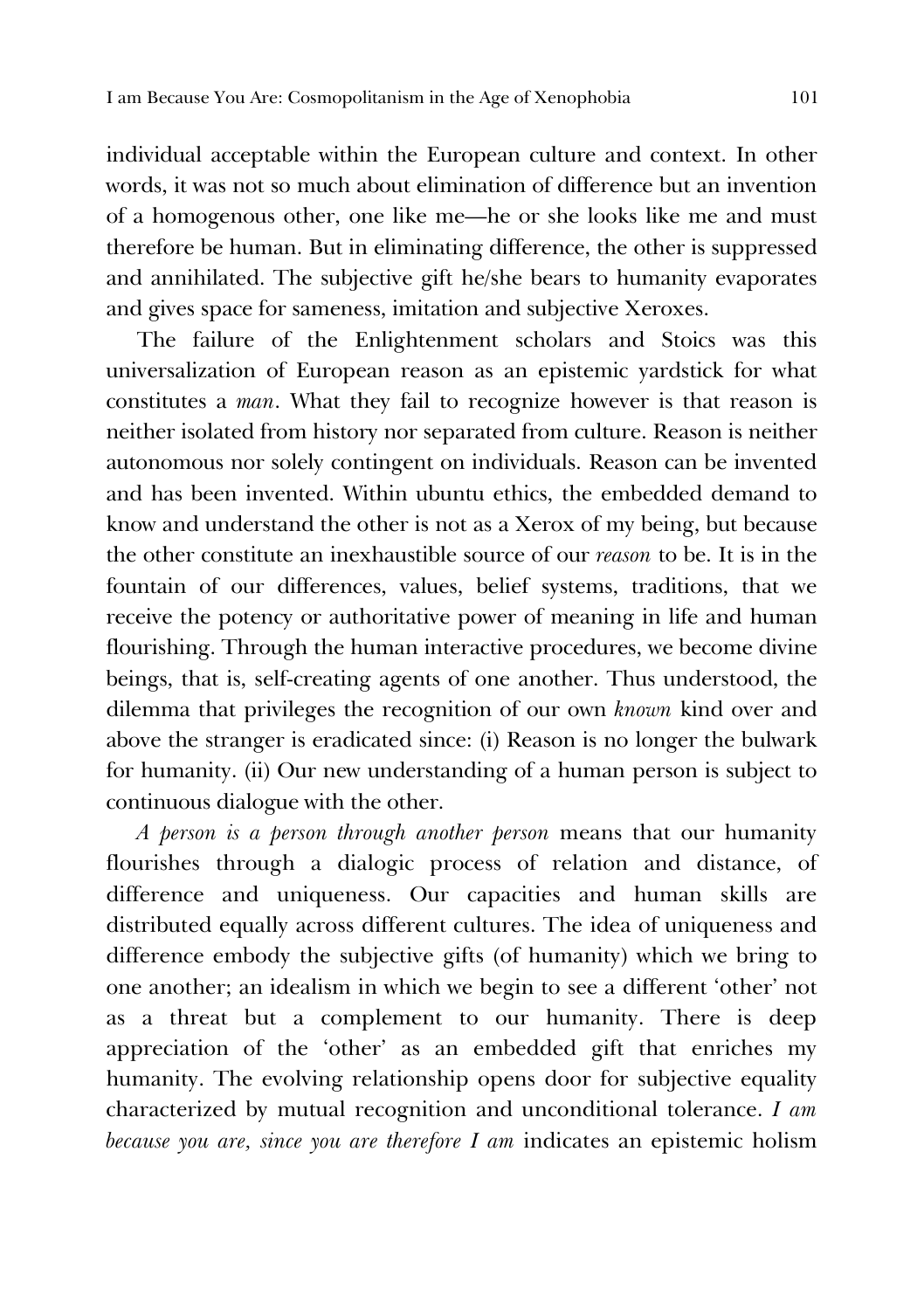individual acceptable within the European culture and context. In other words, it was not so much about elimination of difference but an invention of a homogenous other, one like me—he or she looks like me and must therefore be human. But in eliminating difference, the other is suppressed and annihilated. The subjective gift he/she bears to humanity evaporates and gives space for sameness, imitation and subjective Xeroxes.

The failure of the Enlightenment scholars and Stoics was this universalization of European reason as an epistemic yardstick for what constitutes a *man*. What they fail to recognize however is that reason is neither isolated from history nor separated from culture. Reason is neither autonomous nor solely contingent on individuals. Reason can be invented and has been invented. Within ubuntu ethics, the embedded demand to know and understand the other is not as a Xerox of my being, but because the other constitute an inexhaustible source of our *reason* to be. It is in the fountain of our differences, values, belief systems, traditions, that we receive the potency or authoritative power of meaning in life and human flourishing. Through the human interactive procedures, we become divine beings, that is, self-creating agents of one another. Thus understood, the dilemma that privileges the recognition of our own *known* kind over and above the stranger is eradicated since: (i) Reason is no longer the bulwark for humanity. (ii) Our new understanding of a human person is subject to continuous dialogue with the other.

*A person is a person through another person* means that our humanity flourishes through a dialogic process of relation and distance, of difference and uniqueness. Our capacities and human skills are distributed equally across different cultures. The idea of uniqueness and difference embody the subjective gifts (of humanity) which we bring to one another; an idealism in which we begin to see a different 'other' not as a threat but a complement to our humanity. There is deep appreciation of the 'other' as an embedded gift that enriches my humanity. The evolving relationship opens door for subjective equality characterized by mutual recognition and unconditional tolerance. *I am because you are, since you are therefore I am* indicates an epistemic holism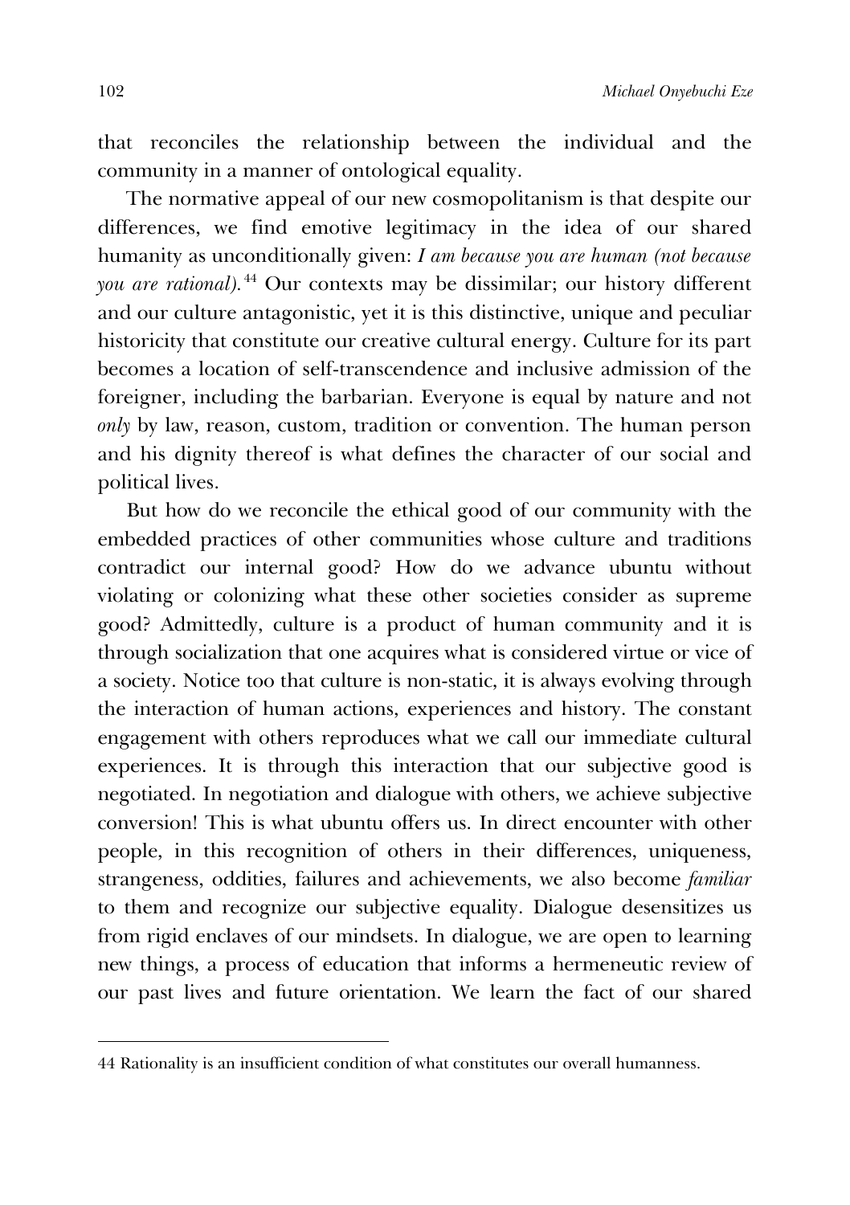that reconciles the relationship between the individual and the community in a manner of ontological equality.

The normative appeal of our new cosmopolitanism is that despite our differences, we find emotive legitimacy in the idea of our shared humanity as unconditionally given: *I am because you are human (not because you are rational).*[44] Our contexts may be dissimilar; our history different and our culture antagonistic, yet it is this distinctive, unique and peculiar historicity that constitute our creative cultural energy. Culture for its part becomes a location of self-transcendence and inclusive admission of the foreigner, including the barbarian. Everyone is equal by nature and not *only* by law, reason, custom, tradition or convention. The human person and his dignity thereof is what defines the character of our social and political lives.

But how do we reconcile the ethical good of our community with the embedded practices of other communities whose culture and traditions contradict our internal good? How do we advance ubuntu without violating or colonizing what these other societies consider as supreme good? Admittedly, culture is a product of human community and it is through socialization that one acquires what is considered virtue or vice of a society. Notice too that culture is non-static, it is always evolving through the interaction of human actions, experiences and history. The constant engagement with others reproduces what we call our immediate cultural experiences. It is through this interaction that our subjective good is negotiated. In negotiation and dialogue with others, we achieve subjective conversion! This is what ubuntu offers us. In direct encounter with other people, in this recognition of others in their differences, uniqueness, strangeness, oddities, failures and achievements, we also become *familiar* to them and recognize our subjective equality. Dialogue desensitizes us from rigid enclaves of our mindsets. In dialogue, we are open to learning new things, a process of education that informs a hermeneutic review of our past lives and future orientation. We learn the fact of our shared

---

44 Rationality is an insufficient condition of what constitutes our overall humanness.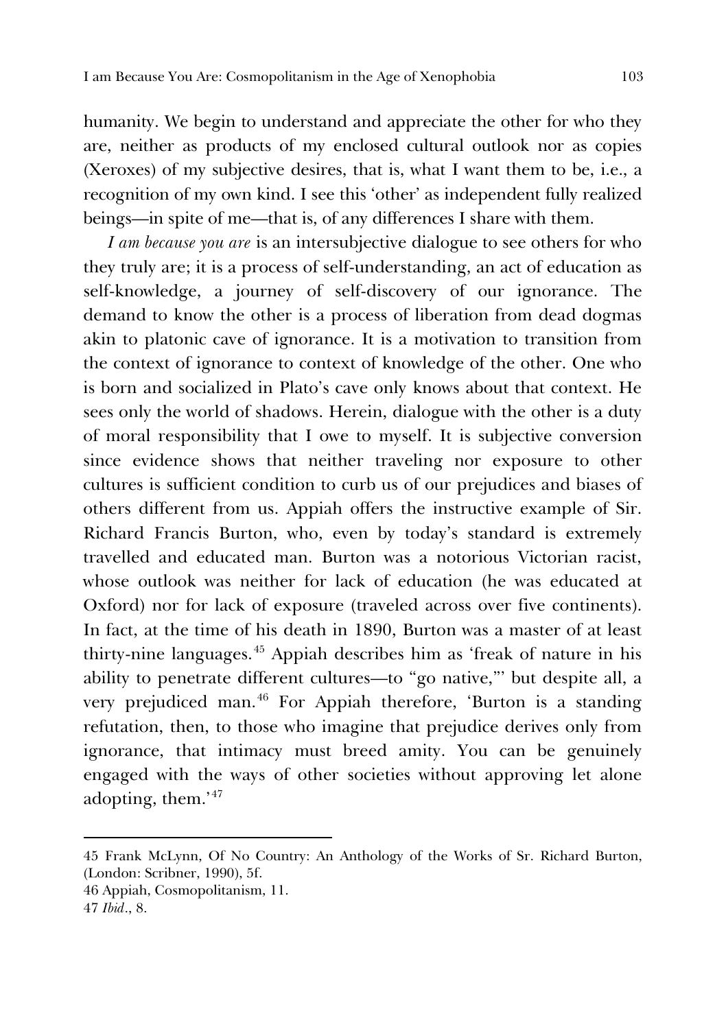humanity. We begin to understand and appreciate the other for who they are, neither as products of my enclosed cultural outlook nor as copies (Xeroxes) of my subjective desires, that is, what I want them to be, i.e., a recognition of my own kind. I see this 'other' as independent fully realized beings—in spite of me—that is, of any differences I share with them.

*I am because you are* is an intersubjective dialogue to see others for who they truly are; it is a process of self-understanding, an act of education as self-knowledge, a journey of self-discovery of our ignorance. The demand to know the other is a process of liberation from dead dogmas akin to platonic cave of ignorance. It is a motivation to transition from the context of ignorance to context of knowledge of the other. One who is born and socialized in Plato's cave only knows about that context. He sees only the world of shadows. Herein, dialogue with the other is a duty of moral responsibility that I owe to myself. It is subjective conversion since evidence shows that neither traveling nor exposure to other cultures is sufficient condition to curb us of our prejudices and biases of others different from us. Appiah offers the instructive example of Sir. Richard Francis Burton, who, even by today's standard is extremely travelled and educated man. Burton was a notorious Victorian racist, whose outlook was neither for lack of education (he was educated at Oxford) nor for lack of exposure (traveled across over five continents). In fact, at the time of his death in 1890, Burton was a master of at least thirty-nine languages.[45] Appiah describes him as 'freak of nature in his ability to penetrate different cultures—to "go native,"' but despite all, a very prejudiced man.[46] For Appiah therefore, 'Burton is a standing refutation, then, to those who imagine that prejudice derives only from ignorance, that intimacy must breed amity. You can be genuinely engaged with the ways of other societies without approving let alone adopting, them.'[47]

---

45 Frank McLynn, Of No Country: An Anthology of the Works of Sr. Richard Burton, (London: Scribner, 1990), 5f.

46 Appiah, Cosmopolitanism, 11.

47 *Ibid*., 8.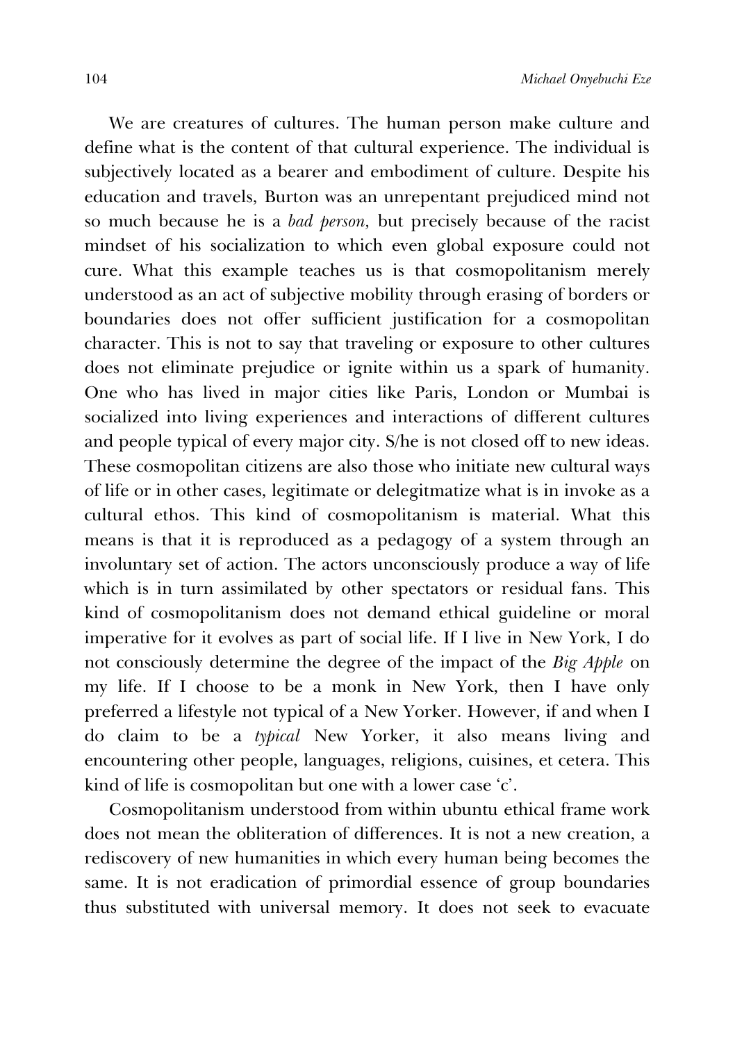We are creatures of cultures. The human person make culture and define what is the content of that cultural experience. The individual is subjectively located as a bearer and embodiment of culture. Despite his education and travels, Burton was an unrepentant prejudiced mind not so much because he is a *bad person,* but precisely because of the racist mindset of his socialization to which even global exposure could not cure. What this example teaches us is that cosmopolitanism merely understood as an act of subjective mobility through erasing of borders or boundaries does not offer sufficient justification for a cosmopolitan character. This is not to say that traveling or exposure to other cultures does not eliminate prejudice or ignite within us a spark of humanity. One who has lived in major cities like Paris, London or Mumbai is socialized into living experiences and interactions of different cultures and people typical of every major city. S/he is not closed off to new ideas. These cosmopolitan citizens are also those who initiate new cultural ways of life or in other cases, legitimate or delegitmatize what is in invoke as a cultural ethos. This kind of cosmopolitanism is material. What this means is that it is reproduced as a pedagogy of a system through an involuntary set of action. The actors unconsciously produce a way of life which is in turn assimilated by other spectators or residual fans. This kind of cosmopolitanism does not demand ethical guideline or moral imperative for it evolves as part of social life. If I live in New York, I do not consciously determine the degree of the impact of the *Big Apple* on my life. If I choose to be a monk in New York, then I have only preferred a lifestyle not typical of a New Yorker. However, if and when I do claim to be a *typical* New Yorker, it also means living and encountering other people, languages, religions, cuisines, et cetera. This kind of life is cosmopolitan but one with a lower case 'c'.

Cosmopolitanism understood from within ubuntu ethical frame work does not mean the obliteration of differences. It is not a new creation, a rediscovery of new humanities in which every human being becomes the same. It is not eradication of primordial essence of group boundaries thus substituted with universal memory. It does not seek to evacuate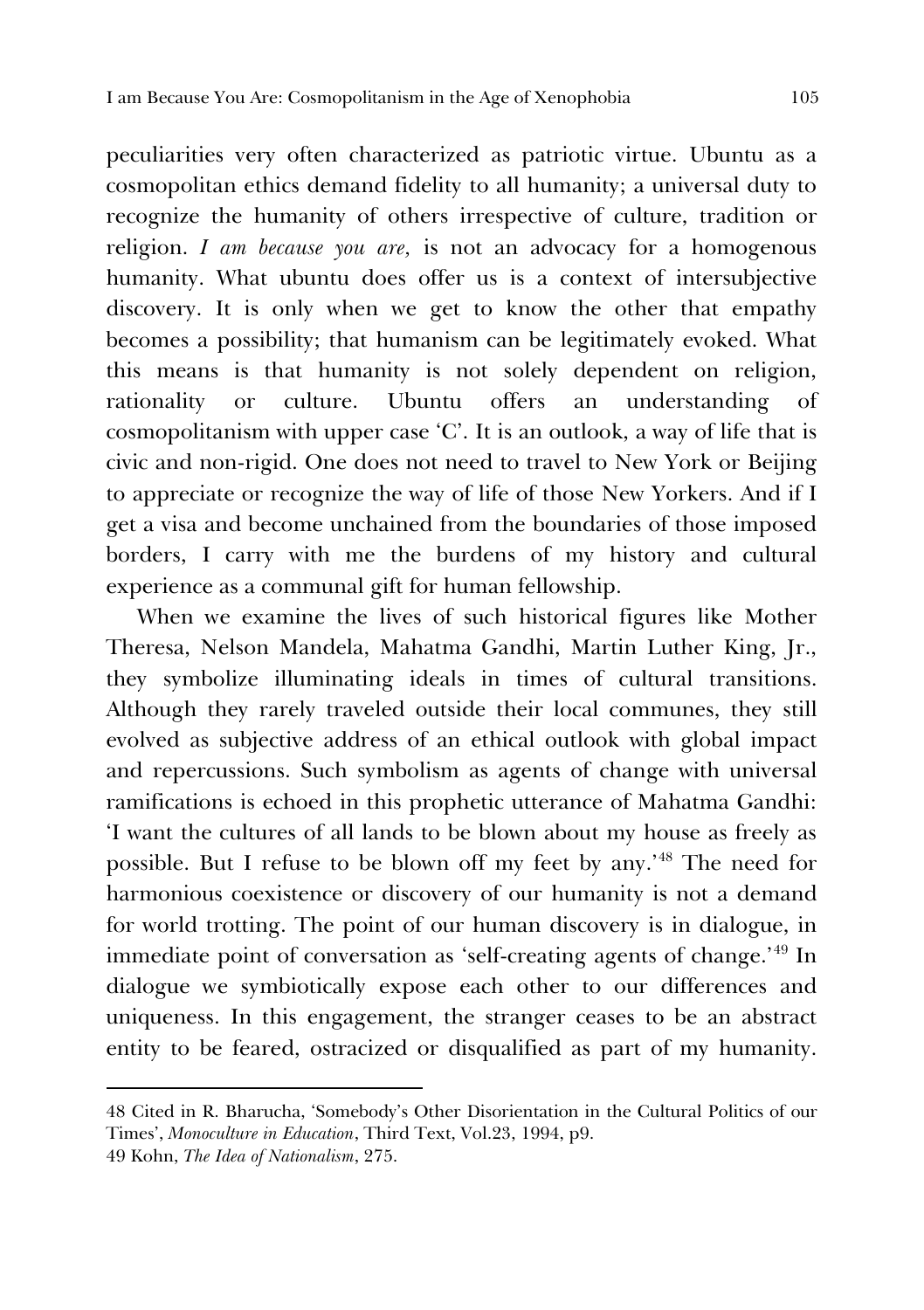peculiarities very often characterized as patriotic virtue. Ubuntu as a cosmopolitan ethics demand fidelity to all humanity; a universal duty to recognize the humanity of others irrespective of culture, tradition or religion. *I am because you are,* is not an advocacy for a homogenous humanity. What ubuntu does offer us is a context of intersubjective discovery. It is only when we get to know the other that empathy becomes a possibility; that humanism can be legitimately evoked. What this means is that humanity is not solely dependent on religion, rationality or culture. Ubuntu offers an understanding of cosmopolitanism with upper case 'C'. It is an outlook, a way of life that is civic and non-rigid. One does not need to travel to New York or Beijing to appreciate or recognize the way of life of those New Yorkers. And if I get a visa and become unchained from the boundaries of those imposed borders, I carry with me the burdens of my history and cultural experience as a communal gift for human fellowship.

When we examine the lives of such historical figures like Mother Theresa, Nelson Mandela, Mahatma Gandhi, Martin Luther King, Jr., they symbolize illuminating ideals in times of cultural transitions. Although they rarely traveled outside their local communes, they still evolved as subjective address of an ethical outlook with global impact and repercussions. Such symbolism as agents of change with universal ramifications is echoed in this prophetic utterance of Mahatma Gandhi: 'I want the cultures of all lands to be blown about my house as freely as possible. But I refuse to be blown off my feet by any.'[48] The need for harmonious coexistence or discovery of our humanity is not a demand for world trotting. The point of our human discovery is in dialogue, in immediate point of conversation as 'self-creating agents of change.'[49] In dialogue we symbiotically expose each other to our differences and uniqueness. In this engagement, the stranger ceases to be an abstract entity to be feared, ostracized or disqualified as part of my humanity.

---

48 Cited in R. Bharucha, 'Somebody's Other Disorientation in the Cultural Politics of our Times', *Monoculture in Education*, Third Text, Vol.23, 1994, p9.

49 Kohn, *The Idea of Nationalism*, 275.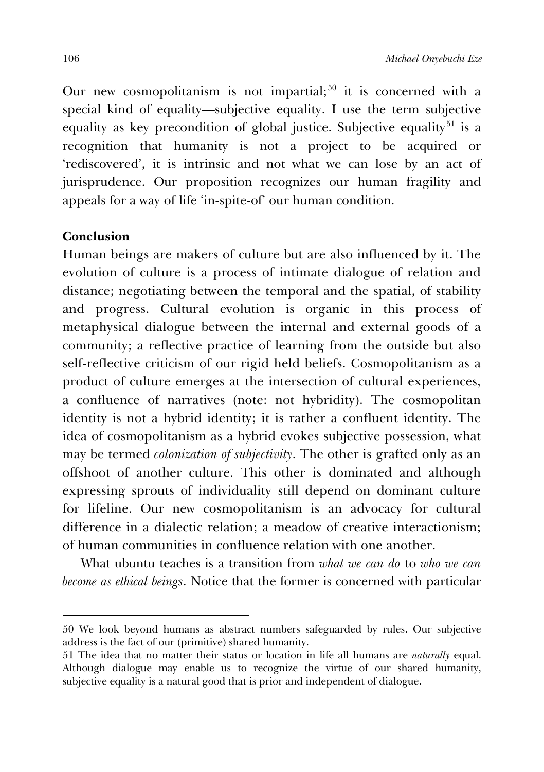Our new cosmopolitanism is not impartial;[50] it is concerned with a special kind of equality—subjective equality. I use the term subjective equality as key precondition of global justice. Subjective equality[51] is a recognition that humanity is not a project to be acquired or 'rediscovered', it is intrinsic and not what we can lose by an act of jurisprudence. Our proposition recognizes our human fragility and appeals for a way of life 'in-spite-of' our human condition.

## Conclusion

Human beings are makers of culture but are also influenced by it. The evolution of culture is a process of intimate dialogue of relation and distance; negotiating between the temporal and the spatial, of stability and progress. Cultural evolution is organic in this process of metaphysical dialogue between the internal and external goods of a community; a reflective practice of learning from the outside but also self-reflective criticism of our rigid held beliefs. Cosmopolitanism as a product of culture emerges at the intersection of cultural experiences, a confluence of narratives (note: not hybridity). The cosmopolitan identity is not a hybrid identity; it is rather a confluent identity. The idea of cosmopolitanism as a hybrid evokes subjective possession, what may be termed *colonization of subjectivity*. The other is grafted only as an offshoot of another culture. This other is dominated and although expressing sprouts of individuality still depend on dominant culture for lifeline. Our new cosmopolitanism is an advocacy for cultural difference in a dialectic relation; a meadow of creative interactionism; of human communities in confluence relation with one another.

What ubuntu teaches is a transition from *what we can do* to *who we can become as ethical beings*. Notice that the former is concerned with particular

---

50 We look beyond humans as abstract numbers safeguarded by rules. Our subjective address is the fact of our (primitive) shared humanity.

51 The idea that no matter their status or location in life all humans are *naturally* equal. Although dialogue may enable us to recognize the virtue of our shared humanity, subjective equality is a natural good that is prior and independent of dialogue.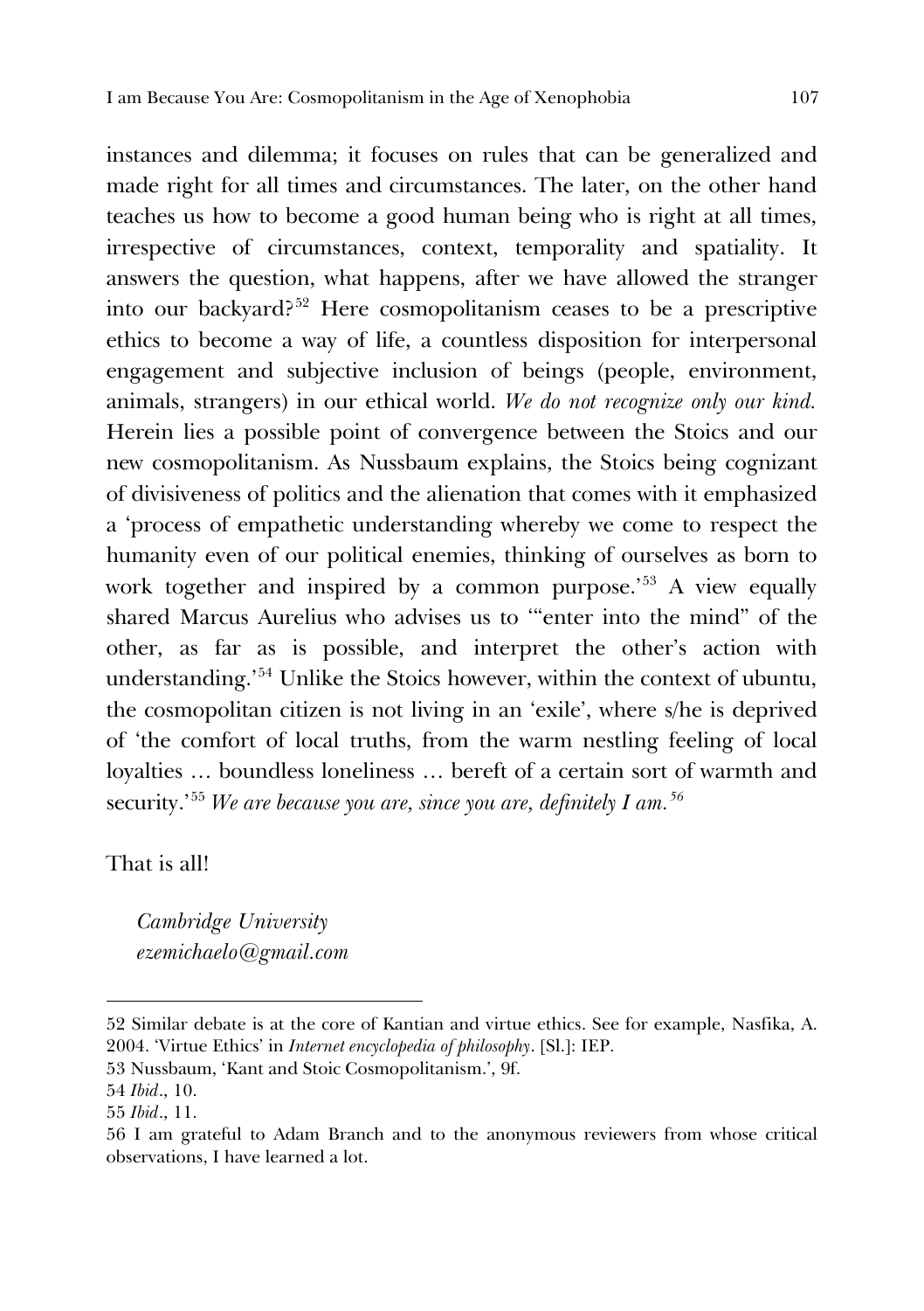instances and dilemma; it focuses on rules that can be generalized and made right for all times and circumstances. The later, on the other hand teaches us how to become a good human being who is right at all times, irrespective of circumstances, context, temporality and spatiality. It answers the question, what happens, after we have allowed the stranger into our backyard?[52] Here cosmopolitanism ceases to be a prescriptive ethics to become a way of life, a countless disposition for interpersonal engagement and subjective inclusion of beings (people, environment, animals, strangers) in our ethical world. *We do not recognize only our kind.* Herein lies a possible point of convergence between the Stoics and our new cosmopolitanism. As Nussbaum explains, the Stoics being cognizant of divisiveness of politics and the alienation that comes with it emphasized a 'process of empathetic understanding whereby we come to respect the humanity even of our political enemies, thinking of ourselves as born to work together and inspired by a common purpose.'[53] A view equally shared Marcus Aurelius who advises us to '"enter into the mind" of the other, as far as is possible, and interpret the other's action with understanding.'[54] Unlike the Stoics however, within the context of ubuntu, the cosmopolitan citizen is not living in an 'exile', where s/he is deprived of 'the comfort of local truths, from the warm nestling feeling of local loyalties … boundless loneliness … bereft of a certain sort of warmth and security.'[55] *We are because you are, since you are, definitely I am.*[56]

That is all!

*Cambridge University*
*ezemichaelo@gmail.com*

---

52 Similar debate is at the core of Kantian and virtue ethics. See for example, Nasfika, A. 2004. 'Virtue Ethics' in *Internet encyclopedia of philosophy*. [Sl.]: IEP.

53 Nussbaum, 'Kant and Stoic Cosmopolitanism.', 9f.

54 *Ibid*., 10.

55 *Ibid*., 11.

56 I am grateful to Adam Branch and to the anonymous reviewers from whose critical observations, I have learned a lot.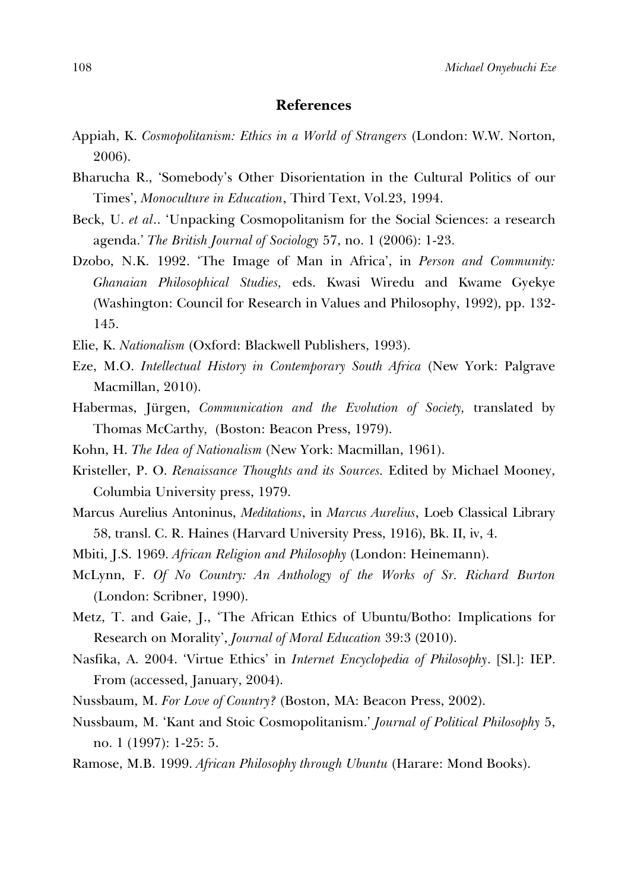## References

Appiah, K. *Cosmopolitanism: Ethics in a World of Strangers* (London: W.W. Norton, 2006).

Bharucha R., 'Somebody's Other Disorientation in the Cultural Politics of our Times', *Monoculture in Education*, Third Text, Vol.23, 1994.

Beck, U. *et al*.. 'Unpacking Cosmopolitanism for the Social Sciences: a research agenda.' *The British Journal of Sociology* 57, no. 1 (2006): 1-23.

Dzobo, N.K. 1992. 'The Image of Man in Africa', in *Person and Community: Ghanaian Philosophical Studies*, eds. Kwasi Wiredu and Kwame Gyekye (Washington: Council for Research in Values and Philosophy, 1992), pp. 132-145.

Elie, K. *Nationalism* (Oxford: Blackwell Publishers, 1993).

Eze, M.O. *Intellectual History in Contemporary South Africa* (New York: Palgrave Macmillan, 2010).

Habermas, Jürgen, *Communication and the Evolution of Society*, translated by Thomas McCarthy, (Boston: Beacon Press, 1979).

Kohn, H. *The Idea of Nationalism* (New York: Macmillan, 1961).

Kristeller, P. O. *Renaissance Thoughts and its Sources.* Edited by Michael Mooney, Columbia University press, 1979.

Marcus Aurelius Antoninus, *Meditations*, in *Marcus Aurelius*, Loeb Classical Library 58, transl. C. R. Haines (Harvard University Press, 1916), Bk. II, iv, 4.

Mbiti, J.S. 1969. *African Religion and Philosophy* (London: Heinemann).

McLynn, F. *Of No Country: An Anthology of the Works of Sr. Richard Burton* (London: Scribner, 1990).

Metz, T. and Gaie, J., 'The African Ethics of Ubuntu/Botho: Implications for Research on Morality', *Journal of Moral Education* 39:3 (2010).

Nasfika, A. 2004. 'Virtue Ethics' in *Internet Encyclopedia of Philosophy*. [Sl.]: IEP. From (accessed, January, 2004).

Nussbaum, M. *For Love of Country?* (Boston, MA: Beacon Press, 2002).

Nussbaum, M. 'Kant and Stoic Cosmopolitanism.' *Journal of Political Philosophy* 5, no. 1 (1997): 1-25: 5.

Ramose, M.B. 1999. *African Philosophy through Ubuntu* (Harare: Mond Books).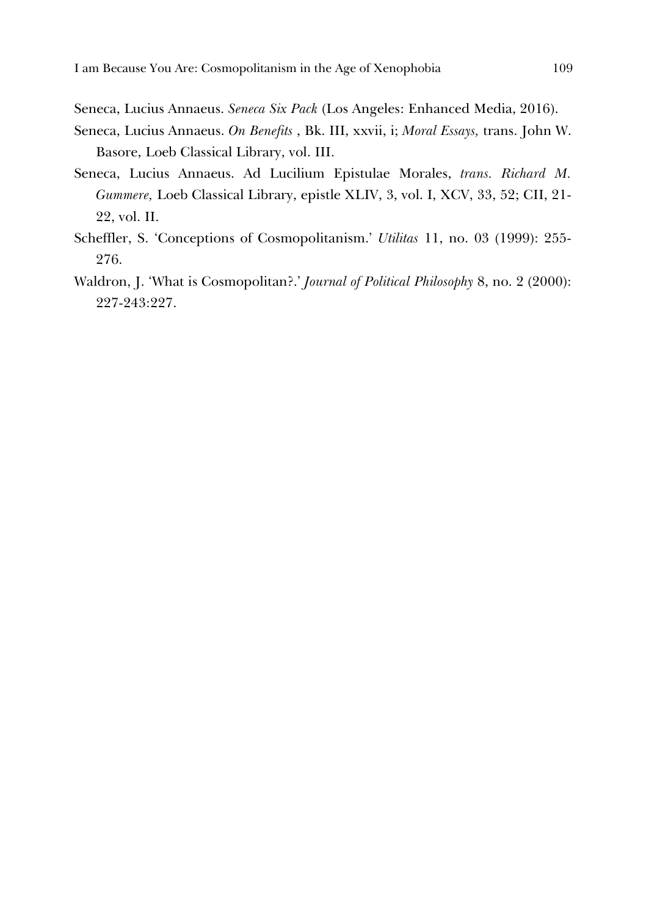Seneca, Lucius Annaeus. *Seneca Six Pack* (Los Angeles: Enhanced Media, 2016).

Seneca, Lucius Annaeus. *On Benefits* , Bk. III, xxvii, i; *Moral Essays,* trans. John W. Basore, Loeb Classical Library, vol. III.

Seneca, Lucius Annaeus. Ad Lucilium Epistulae Morales, *trans. Richard M. Gummere,* Loeb Classical Library, epistle XLIV, 3, vol. I, XCV, 33, 52; CII, 21-22, vol. II.

Scheffler, S. 'Conceptions of Cosmopolitanism.' *Utilitas* 11, no. 03 (1999): 255-276.

Waldron, J. 'What is Cosmopolitan?.' *Journal of Political Philosophy* 8, no. 2 (2000): 227-243:227.